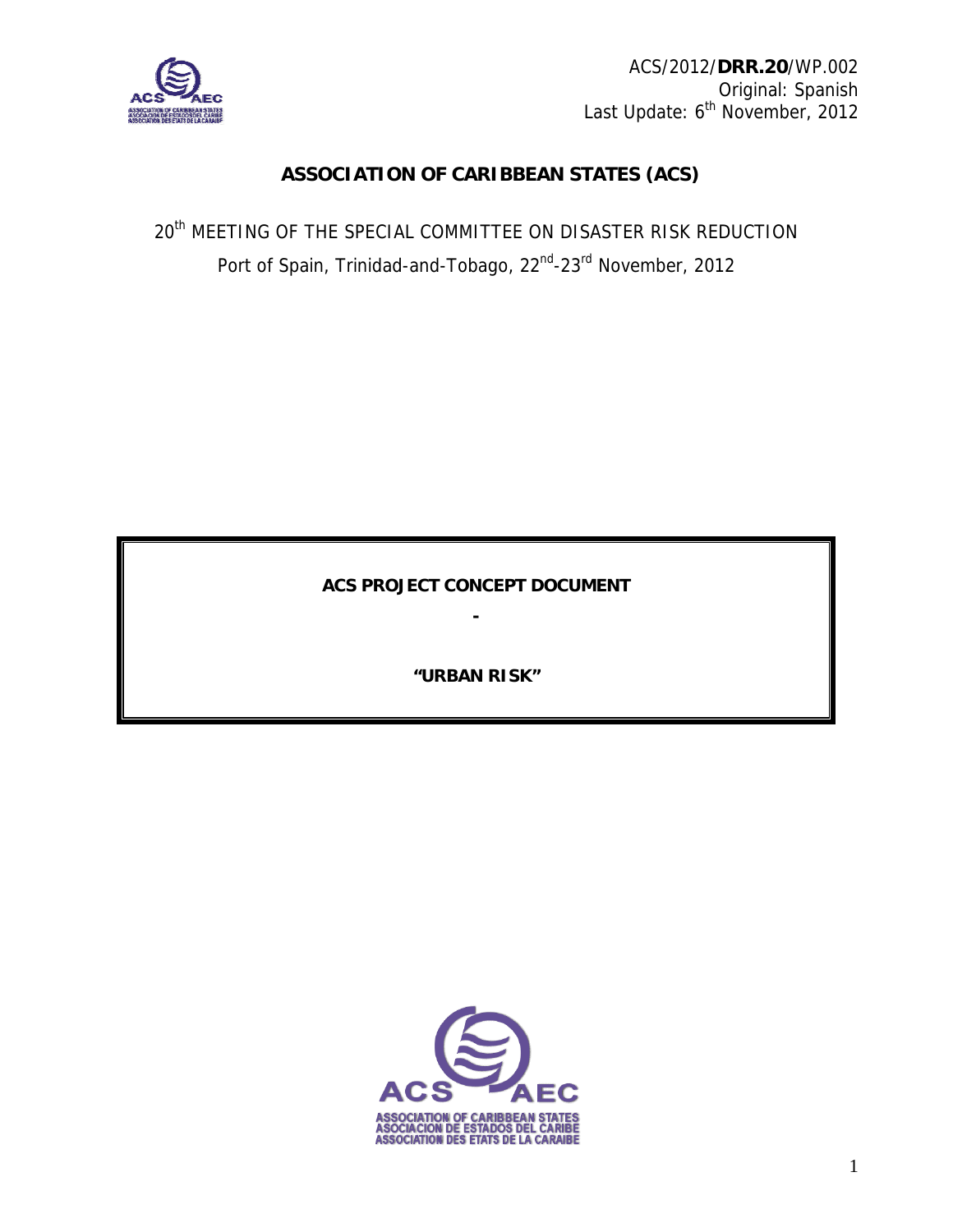ACS/2012/**DRR.20**/WP.002
Original: Spanish
Last Update: 6th November, 2012

# ASSOCIATION OF CARIBBEAN STATES (ACS)

20th MEETING OF THE SPECIAL COMMITTEE ON DISASTER RISK REDUCTION

Port of Spain, Trinidad-and-Tobago, 22nd-23rd November, 2012

**ACS PROJECT CONCEPT DOCUMENT**

**-**

**"URBAN RISK"**

ASSOCIATION OF CARIBBEAN STATES
ASOCIACION DE ESTADOS DEL CARIBE
ASSOCIATION DES ETATS DE LA CARAIBE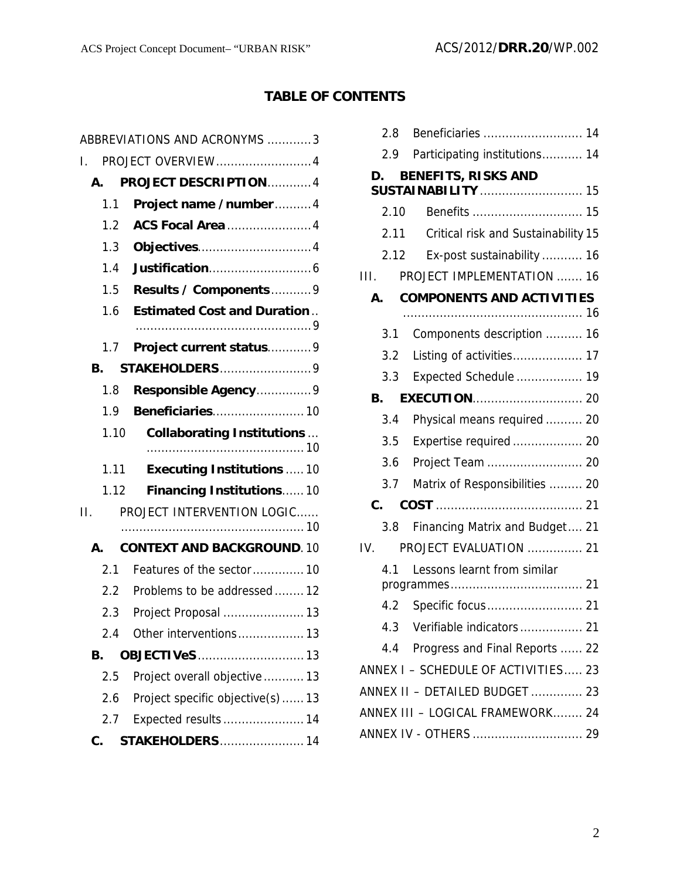# TABLE OF CONTENTS

ABBREVIATIONS AND ACRONYMS ............3

I. PROJECT OVERVIEW..........................4

- **A. PROJECT DESCRIPTION**............4
  - 1.1 **Project name / number**..........4
  - 1.2 **ACS Focal Area**.......................4
  - 1.3 **Objectives**...............................4
  - 1.4 **Justification**............................6
  - 1.5 **Results / Components**...........9
  - 1.6 **Estimated Cost and Duration**...............................................9
  - 1.7 **Project current status**............9
- **B. STAKEHOLDERS**.........................9
  - 1.8 **Responsible Agency**...............9
  - 1.9 **Beneficiaries**.........................10
  - 1.10 **Collaborating Institutions**.............................................10
  - 1.11 **Executing Institutions**.....10
  - 1.12 **Financing Institutions**......10

II. PROJECT INTERVENTION LOGIC....................................................10

- **A. CONTEXT AND BACKGROUND**. 10
  - 2.1 Features of the sector..............10
  - 2.2 Problems to be addressed........12
  - 2.3 Project Proposal ......................13
  - 2.4 Other interventions..................13
- **B. OBJECTIVeS**............................13
  - 2.5 Project overall objective...........13
  - 2.6 Project specific objective(s)......13
  - 2.7 Expected results......................14
- **C. STAKEHOLDERS**.......................14
  - 2.8 Beneficiaries ........................... 14
  - 2.9 Participating institutions........... 14
- **D. BENEFITS, RISKS AND SUSTAINABILITY**............................ 15
  - 2.10 Benefits .............................. 15
  - 2.11 Critical risk and Sustainability 15
  - 2.12 Ex-post sustainability ........... 16

III. PROJECT IMPLEMENTATION ....... 16

- **A. COMPONENTS AND ACTIVITIES**................................................. 16
  - 3.1 Components description .......... 16
  - 3.2 Listing of activities................... 17
  - 3.3 Expected Schedule .................. 19
- **B. EXECUTION**.............................. 20
  - 3.4 Physical means required .......... 20
  - 3.5 Expertise required ................... 20
  - 3.6 Project Team .......................... 20
  - 3.7 Matrix of Responsibilities ......... 20
- **C. COST**....................................... 21
  - 3.8 Financing Matrix and Budget.... 21

IV. PROJECT EVALUATION ............... 21

- 4.1 Lessons learnt from similar programmes.................................... 21
- 4.2 Specific focus.......................... 21
- 4.3 Verifiable indicators................. 21
- 4.4 Progress and Final Reports ...... 22

ANNEX I – SCHEDULE OF ACTIVITIES..... 23

ANNEX II – DETAILED BUDGET .............. 23

ANNEX III – LOGICAL FRAMEWORK........ 24

ANNEX IV - OTHERS .............................. 29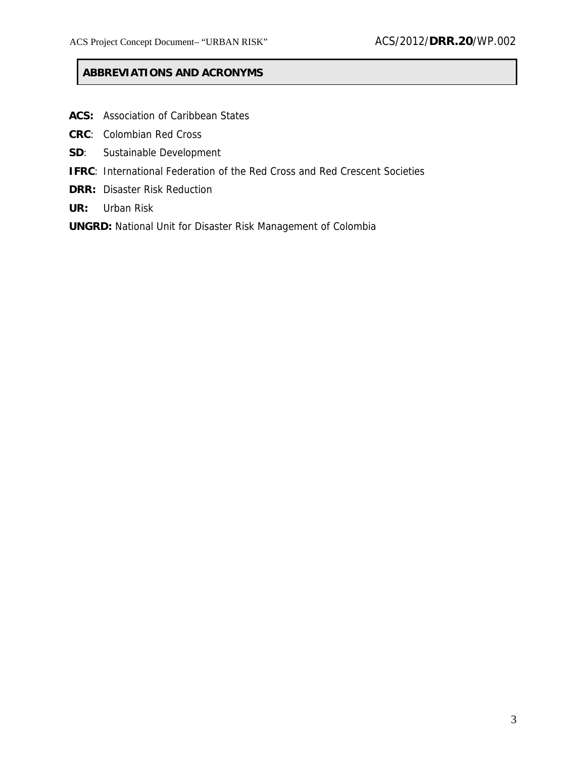## ABBREVIATIONS AND ACRONYMS

**ACS:** Association of Caribbean States

**CRC**: Colombian Red Cross

**SD**: Sustainable Development

**IFRC**: International Federation of the Red Cross and Red Crescent Societies

**DRR:** Disaster Risk Reduction

**UR:** Urban Risk

**UNGRD:** National Unit for Disaster Risk Management of Colombia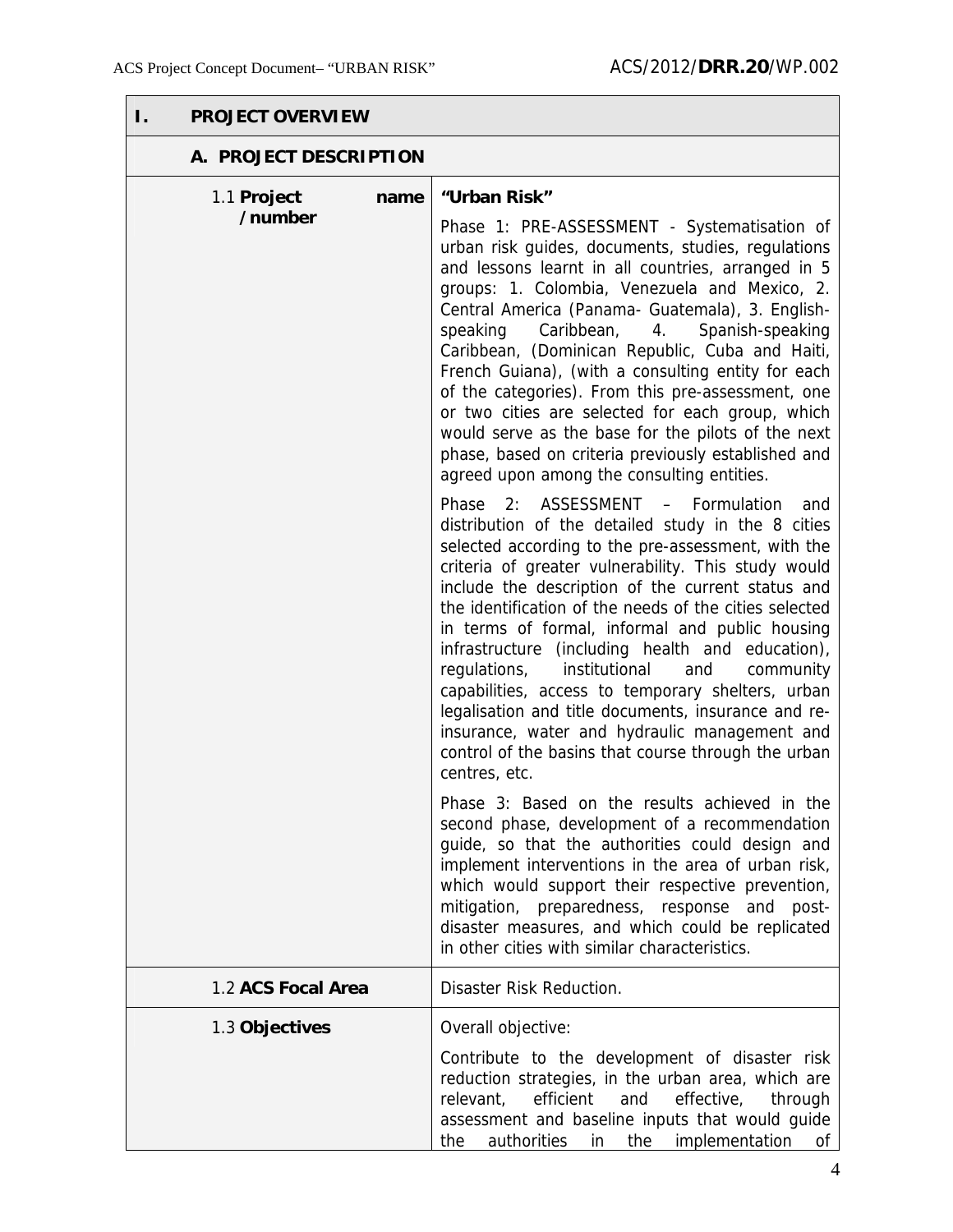| I. PROJECT OVERVIEW | |
|---|---|
| **A. PROJECT DESCRIPTION** | |
| 1.1 **Project name /number** | **"Urban Risk"**<br><br>Phase 1: PRE-ASSESSMENT - Systematisation of urban risk guides, documents, studies, regulations and lessons learnt in all countries, arranged in 5 groups: 1. Colombia, Venezuela and Mexico, 2. Central America (Panama- Guatemala), 3. English-speaking Caribbean, 4. Spanish-speaking Caribbean, (Dominican Republic, Cuba and Haiti, French Guiana), (with a consulting entity for each of the categories). From this pre-assessment, one or two cities are selected for each group, which would serve as the base for the pilots of the next phase, based on criteria previously established and agreed upon among the consulting entities.<br><br>Phase 2: ASSESSMENT – Formulation and distribution of the detailed study in the 8 cities selected according to the pre-assessment, with the criteria of greater vulnerability. This study would include the description of the current status and the identification of the needs of the cities selected in terms of formal, informal and public housing infrastructure (including health and education), regulations, institutional and community capabilities, access to temporary shelters, urban legalisation and title documents, insurance and re-insurance, water and hydraulic management and control of the basins that course through the urban centres, etc.<br><br>Phase 3: Based on the results achieved in the second phase, development of a recommendation guide, so that the authorities could design and implement interventions in the area of urban risk, which would support their respective prevention, mitigation, preparedness, response and post-disaster measures, and which could be replicated in other cities with similar characteristics. |
| 1.2 **ACS Focal Area** | Disaster Risk Reduction. |
| 1.3 **Objectives** | Overall objective:<br><br>Contribute to the development of disaster risk reduction strategies, in the urban area, which are relevant, efficient and effective, through assessment and baseline inputs that would guide the authorities in the implementation of |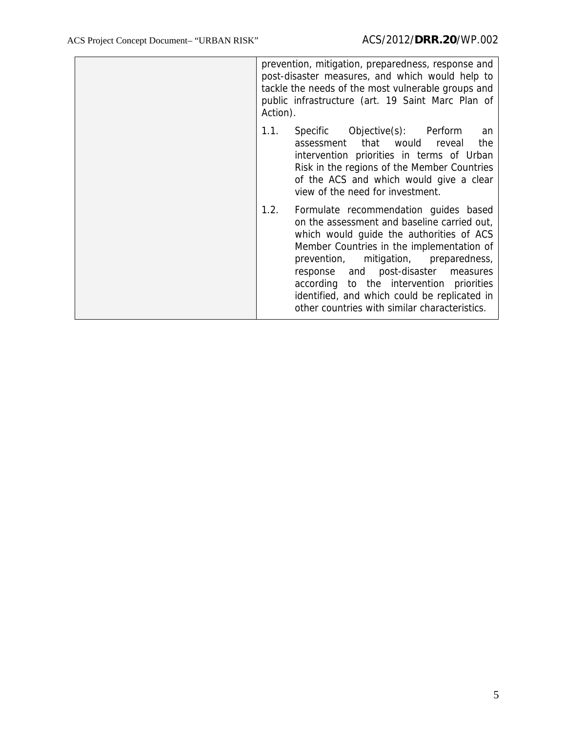| | |
|---|---|
| | prevention, mitigation, preparedness, response and post-disaster measures, and which would help to tackle the needs of the most vulnerable groups and public infrastructure (art. 19 Saint Marc Plan of Action).<br><br>1.1. Specific Objective(s): Perform an assessment that would reveal the intervention priorities in terms of Urban Risk in the regions of the Member Countries of the ACS and which would give a clear view of the need for investment.<br><br>1.2. Formulate recommendation guides based on the assessment and baseline carried out, which would guide the authorities of ACS Member Countries in the implementation of prevention, mitigation, preparedness, response and post-disaster measures according to the intervention priorities identified, and which could be replicated in other countries with similar characteristics. |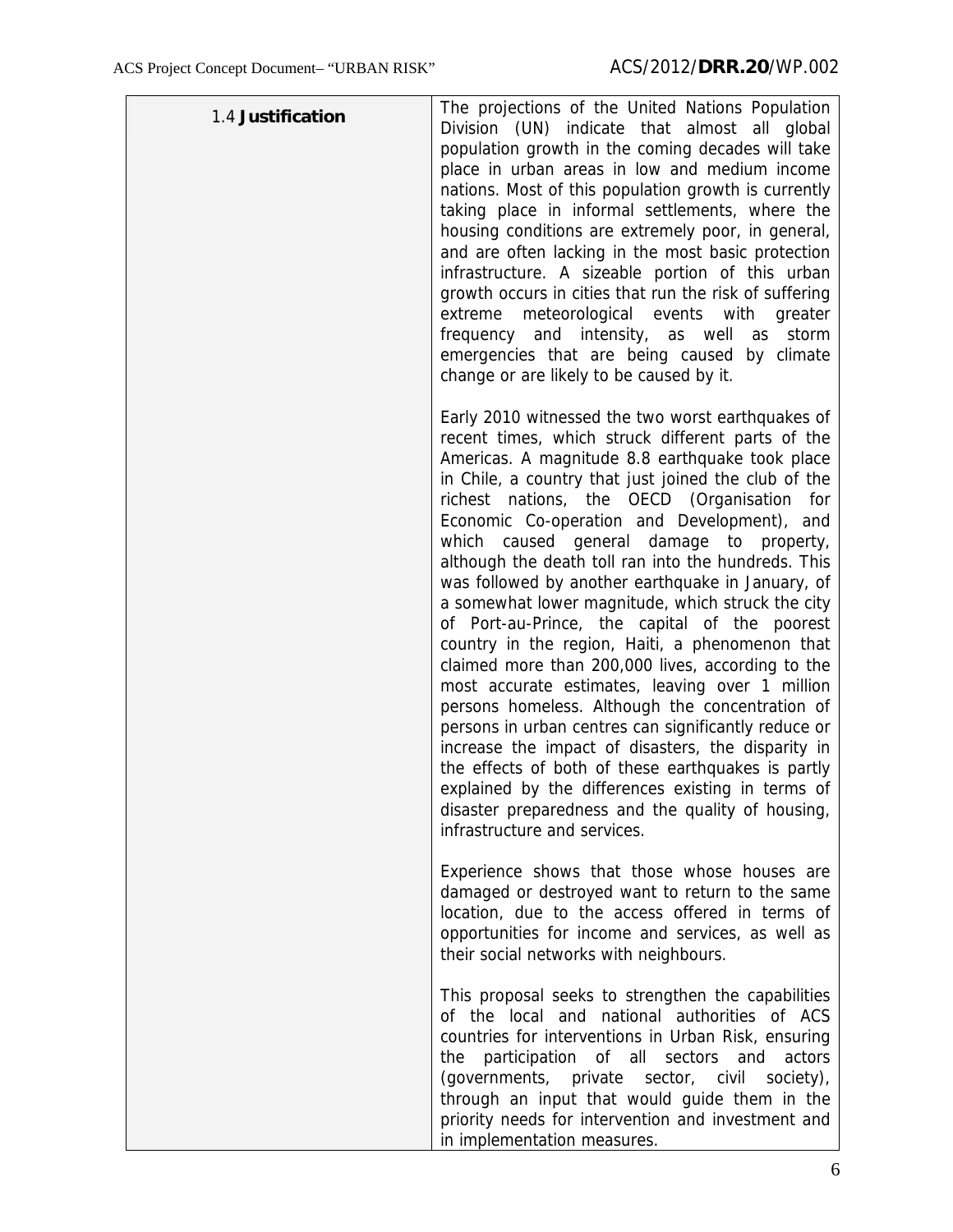| 1.4 **Justification** | The projections of the United Nations Population Division (UN) indicate that almost all global population growth in the coming decades will take place in urban areas in low and medium income nations. Most of this population growth is currently taking place in informal settlements, where the housing conditions are extremely poor, in general, and are often lacking in the most basic protection infrastructure. A sizeable portion of this urban growth occurs in cities that run the risk of suffering extreme meteorological events with greater frequency and intensity, as well as storm emergencies that are being caused by climate change or are likely to be caused by it.<br><br>Early 2010 witnessed the two worst earthquakes of recent times, which struck different parts of the Americas. A magnitude 8.8 earthquake took place in Chile, a country that just joined the club of the richest nations, the OECD (Organisation for Economic Co-operation and Development), and which caused general damage to property, although the death toll ran into the hundreds. This was followed by another earthquake in January, of a somewhat lower magnitude, which struck the city of Port-au-Prince, the capital of the poorest country in the region, Haiti, a phenomenon that claimed more than 200,000 lives, according to the most accurate estimates, leaving over 1 million persons homeless. Although the concentration of persons in urban centres can significantly reduce or increase the impact of disasters, the disparity in the effects of both of these earthquakes is partly explained by the differences existing in terms of disaster preparedness and the quality of housing, infrastructure and services.<br><br>Experience shows that those whose houses are damaged or destroyed want to return to the same location, due to the access offered in terms of opportunities for income and services, as well as their social networks with neighbours.<br><br>This proposal seeks to strengthen the capabilities of the local and national authorities of ACS countries for interventions in Urban Risk, ensuring the participation of all sectors and actors (governments, private sector, civil society), through an input that would guide them in the priority needs for intervention and investment and in implementation measures. |
|---|---|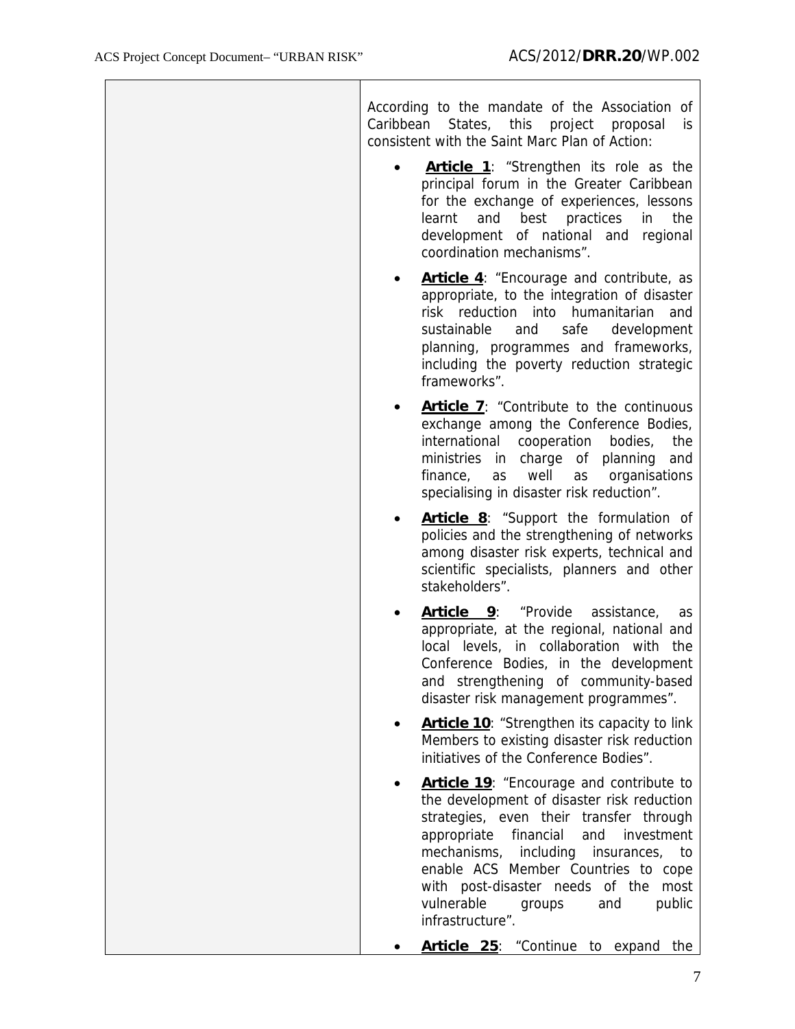| | According to the mandate of the Association of Caribbean States, this project proposal is consistent with the Saint Marc Plan of Action:<br><br>• **Article 1**: "Strengthen its role as the principal forum in the Greater Caribbean for the exchange of experiences, lessons learnt and best practices in the development of national and regional coordination mechanisms".<br><br>• **Article 4**: "Encourage and contribute, as appropriate, to the integration of disaster risk reduction into humanitarian and sustainable and safe development planning, programmes and frameworks, including the poverty reduction strategic frameworks".<br><br>• **Article 7**: "Contribute to the continuous exchange among the Conference Bodies, international cooperation bodies, the ministries in charge of planning and finance, as well as organisations specialising in disaster risk reduction".<br><br>• **Article 8**: "Support the formulation of policies and the strengthening of networks among disaster risk experts, technical and scientific specialists, planners and other stakeholders".<br><br>• **Article 9**: "Provide assistance, as appropriate, at the regional, national and local levels, in collaboration with the Conference Bodies, in the development and strengthening of community-based disaster risk management programmes".<br><br>• **Article 10**: "Strengthen its capacity to link Members to existing disaster risk reduction initiatives of the Conference Bodies".<br><br>• **Article 19**: "Encourage and contribute to the development of disaster risk reduction strategies, even their transfer through appropriate financial and investment mechanisms, including insurances, to enable ACS Member Countries to cope with post-disaster needs of the most vulnerable groups and public infrastructure".<br><br>• **Article 25**: "Continue to expand the |
|---|---|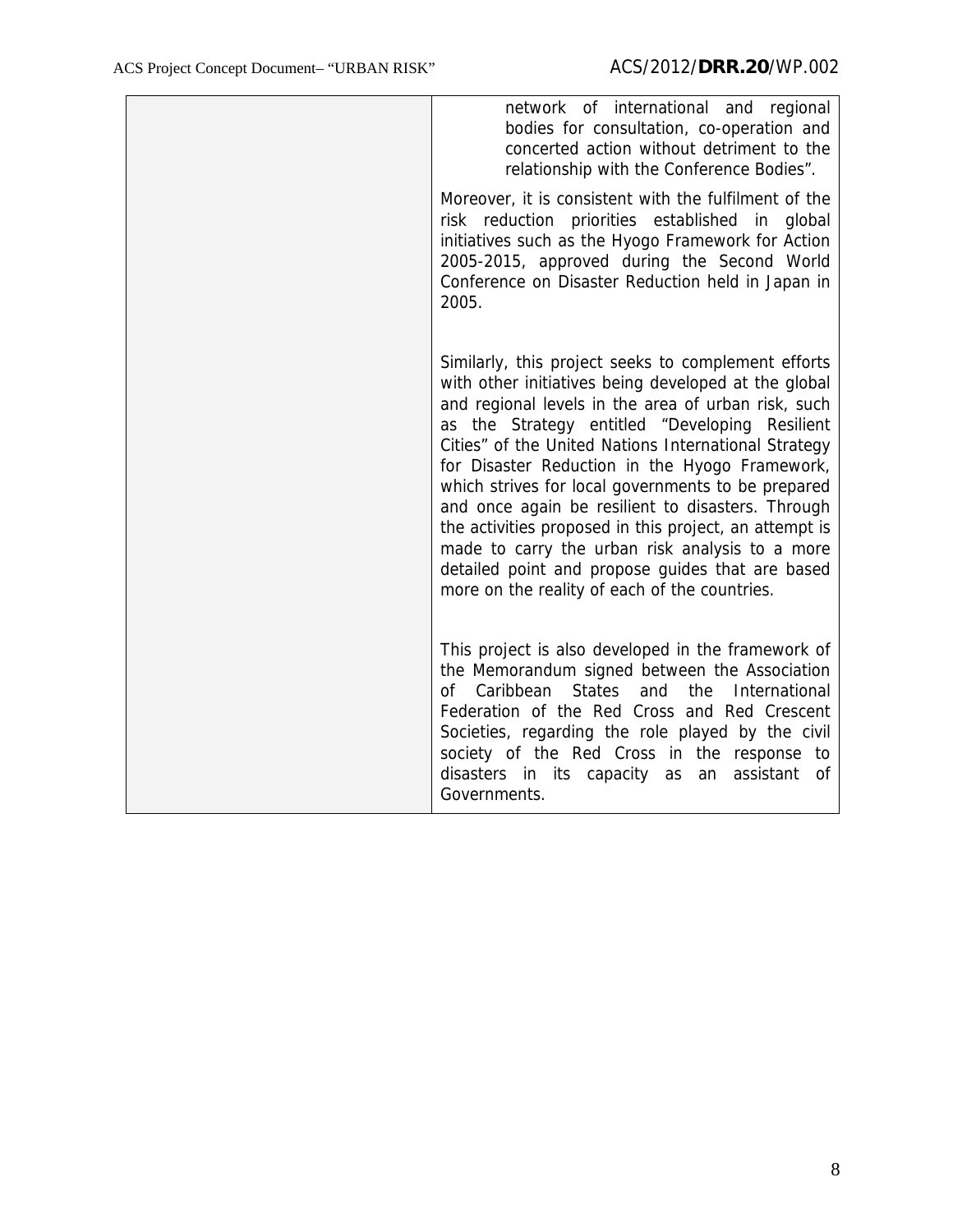| | |
|---|---|
| | network of international and regional bodies for consultation, co-operation and concerted action without detriment to the relationship with the Conference Bodies".<br><br>Moreover, it is consistent with the fulfilment of the risk reduction priorities established in global initiatives such as the Hyogo Framework for Action 2005-2015, approved during the Second World Conference on Disaster Reduction held in Japan in 2005.<br><br>Similarly, this project seeks to complement efforts with other initiatives being developed at the global and regional levels in the area of urban risk, such as the Strategy entitled "Developing Resilient Cities" of the United Nations International Strategy for Disaster Reduction in the Hyogo Framework, which strives for local governments to be prepared and once again be resilient to disasters. Through the activities proposed in this project, an attempt is made to carry the urban risk analysis to a more detailed point and propose guides that are based more on the reality of each of the countries.<br><br>This project is also developed in the framework of the Memorandum signed between the Association of Caribbean States and the International Federation of the Red Cross and Red Crescent Societies, regarding the role played by the civil society of the Red Cross in the response to disasters in its capacity as an assistant of Governments. |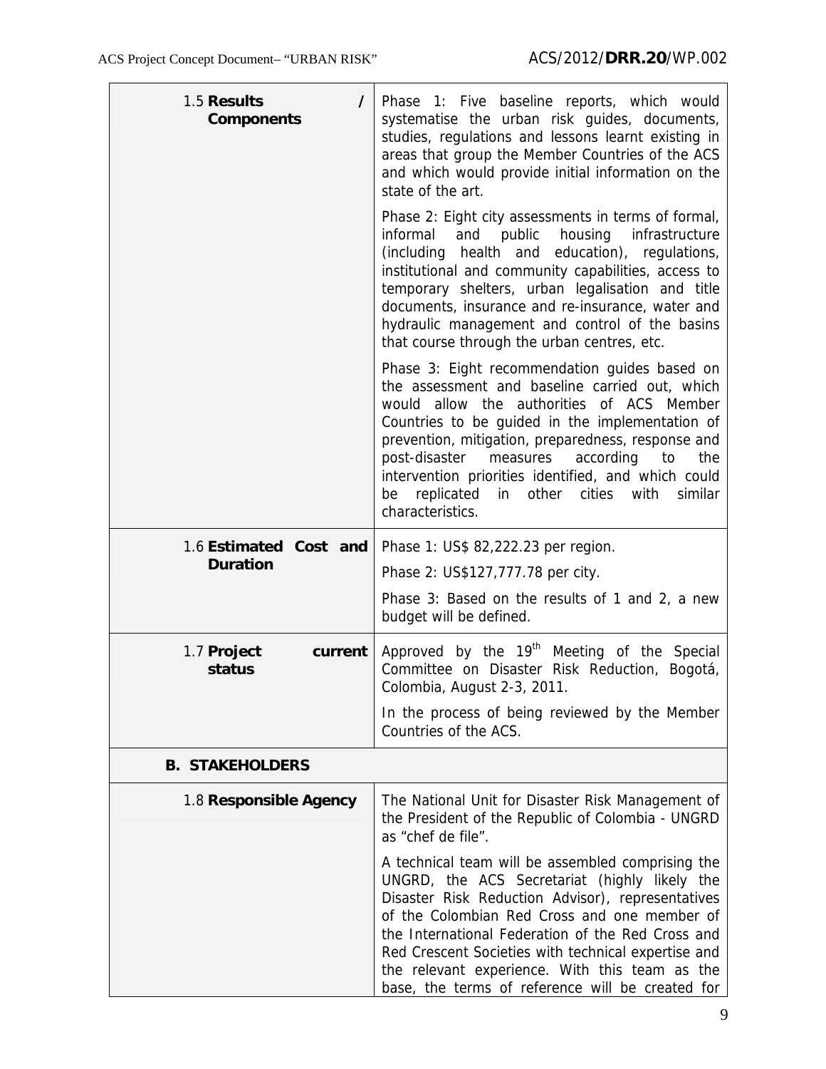| | |
|---|---|
| 1.5 **Results / Components** | Phase 1: Five baseline reports, which would systematise the urban risk guides, documents, studies, regulations and lessons learnt existing in areas that group the Member Countries of the ACS and which would provide initial information on the state of the art.<br><br>Phase 2: Eight city assessments in terms of formal, informal and public housing infrastructure (including health and education), regulations, institutional and community capabilities, access to temporary shelters, urban legalisation and title documents, insurance and re-insurance, water and hydraulic management and control of the basins that course through the urban centres, etc.<br><br>Phase 3: Eight recommendation guides based on the assessment and baseline carried out, which would allow the authorities of ACS Member Countries to be guided in the implementation of prevention, mitigation, preparedness, response and post-disaster measures according to the intervention priorities identified, and which could be replicated in other cities with similar characteristics. |
| 1.6 **Estimated Cost and Duration** | Phase 1: US$ 82,222.23 per region.<br><br>Phase 2: US$127,777.78 per city.<br><br>Phase 3: Based on the results of 1 and 2, a new budget will be defined. |
| 1.7 **Project current status** | Approved by the 19th Meeting of the Special Committee on Disaster Risk Reduction, Bogotá, Colombia, August 2-3, 2011.<br><br>In the process of being reviewed by the Member Countries of the ACS. |
| **B. STAKEHOLDERS** | |
| 1.8 **Responsible Agency** | The National Unit for Disaster Risk Management of the President of the Republic of Colombia - UNGRD as "chef de file".<br><br>A technical team will be assembled comprising the UNGRD, the ACS Secretariat (highly likely the Disaster Risk Reduction Advisor), representatives of the Colombian Red Cross and one member of the International Federation of the Red Cross and Red Crescent Societies with technical expertise and the relevant experience. With this team as the base, the terms of reference will be created for |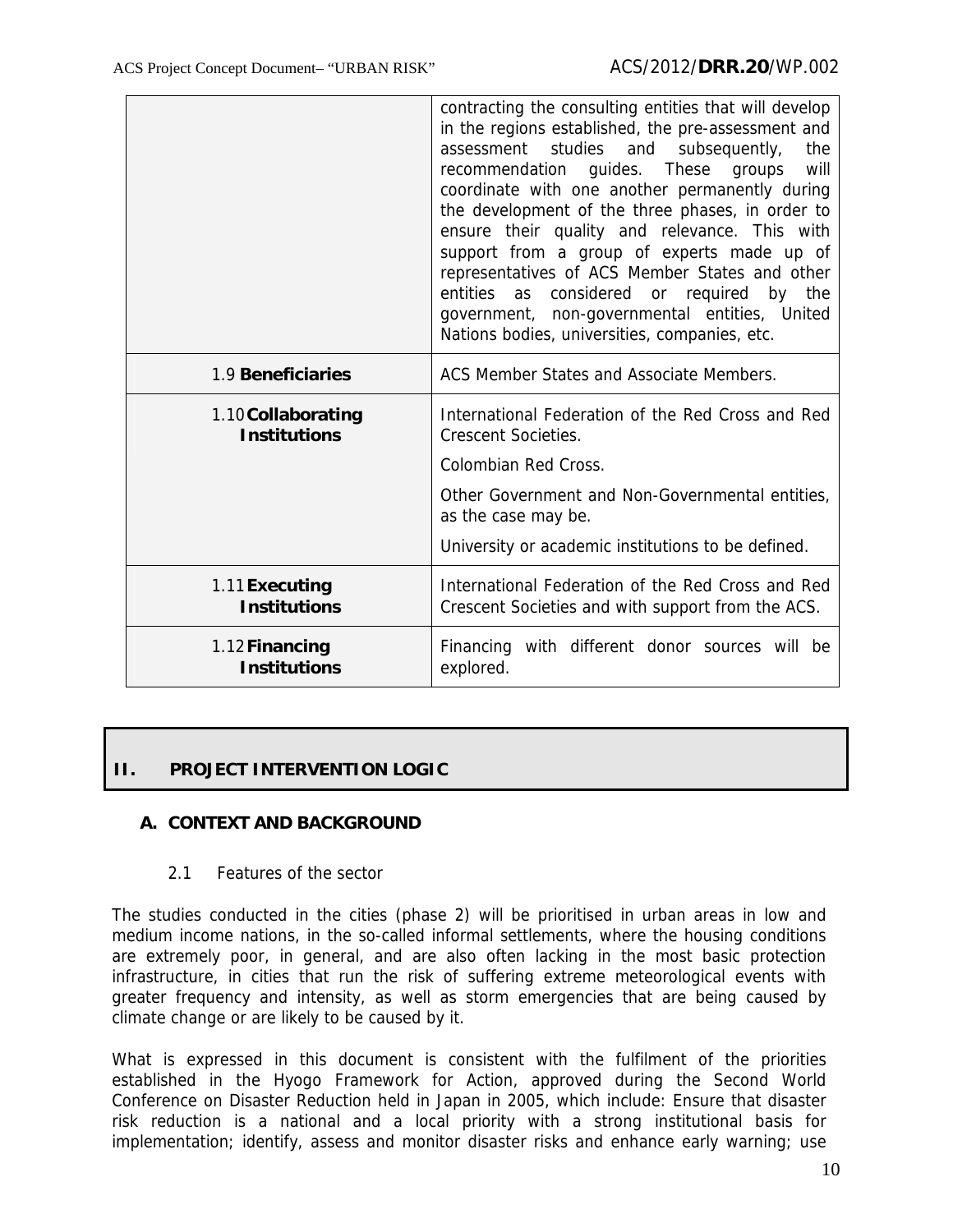| | |
|---|---|
| | contracting the consulting entities that will develop in the regions established, the pre-assessment and assessment studies and subsequently, the recommendation guides. These groups will coordinate with one another permanently during the development of the three phases, in order to ensure their quality and relevance. This with support from a group of experts made up of representatives of ACS Member States and other entities as considered or required by the government, non-governmental entities, United Nations bodies, universities, companies, etc. |
| 1.9 **Beneficiaries** | ACS Member States and Associate Members. |
| 1.10 **Collaborating Institutions** | International Federation of the Red Cross and Red Crescent Societies.<br><br>Colombian Red Cross.<br><br>Other Government and Non-Governmental entities, as the case may be.<br><br>University or academic institutions to be defined. |
| 1.11 **Executing Institutions** | International Federation of the Red Cross and Red Crescent Societies and with support from the ACS. |
| 1.12 **Financing Institutions** | Financing with different donor sources will be explored. |

## II. PROJECT INTERVENTION LOGIC

### A. CONTEXT AND BACKGROUND

#### 2.1 Features of the sector

The studies conducted in the cities (phase 2) will be prioritised in urban areas in low and medium income nations, in the so-called informal settlements, where the housing conditions are extremely poor, in general, and are also often lacking in the most basic protection infrastructure, in cities that run the risk of suffering extreme meteorological events with greater frequency and intensity, as well as storm emergencies that are being caused by climate change or are likely to be caused by it.

What is expressed in this document is consistent with the fulfilment of the priorities established in the Hyogo Framework for Action, approved during the Second World Conference on Disaster Reduction held in Japan in 2005, which include: Ensure that disaster risk reduction is a national and a local priority with a strong institutional basis for implementation; identify, assess and monitor disaster risks and enhance early warning; use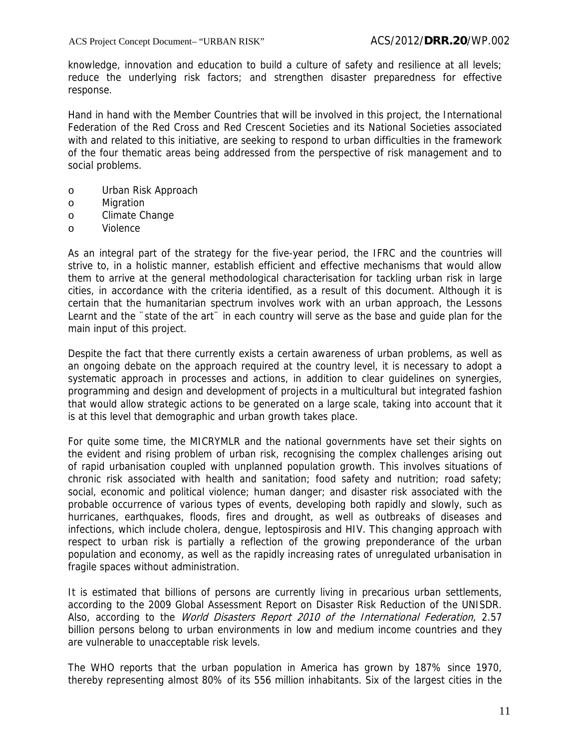knowledge, innovation and education to build a culture of safety and resilience at all levels; reduce the underlying risk factors; and strengthen disaster preparedness for effective response.

Hand in hand with the Member Countries that will be involved in this project, the International Federation of the Red Cross and Red Crescent Societies and its National Societies associated with and related to this initiative, are seeking to respond to urban difficulties in the framework of the four thematic areas being addressed from the perspective of risk management and to social problems.

- Urban Risk Approach
- Migration
- Climate Change
- Violence

As an integral part of the strategy for the five-year period, the IFRC and the countries will strive to, in a holistic manner, establish efficient and effective mechanisms that would allow them to arrive at the general methodological characterisation for tackling urban risk in large cities, in accordance with the criteria identified, as a result of this document. Although it is certain that the humanitarian spectrum involves work with an urban approach, the Lessons Learnt and the ¨state of the art¨ in each country will serve as the base and guide plan for the main input of this project.

Despite the fact that there currently exists a certain awareness of urban problems, as well as an ongoing debate on the approach required at the country level, it is necessary to adopt a systematic approach in processes and actions, in addition to clear guidelines on synergies, programming and design and development of projects in a multicultural but integrated fashion that would allow strategic actions to be generated on a large scale, taking into account that it is at this level that demographic and urban growth takes place.

For quite some time, the MICRYMLR and the national governments have set their sights on the evident and rising problem of urban risk, recognising the complex challenges arising out of rapid urbanisation coupled with unplanned population growth. This involves situations of chronic risk associated with health and sanitation; food safety and nutrition; road safety; social, economic and political violence; human danger; and disaster risk associated with the probable occurrence of various types of events, developing both rapidly and slowly, such as hurricanes, earthquakes, floods, fires and drought, as well as outbreaks of diseases and infections, which include cholera, dengue, leptospirosis and HIV. This changing approach with respect to urban risk is partially a reflection of the growing preponderance of the urban population and economy, as well as the rapidly increasing rates of unregulated urbanisation in fragile spaces without administration.

It is estimated that billions of persons are currently living in precarious urban settlements, according to the 2009 Global Assessment Report on Disaster Risk Reduction of the UNISDR. Also, according to the *World Disasters Report 2010 of the International Federation,* 2.57 billion persons belong to urban environments in low and medium income countries and they are vulnerable to unacceptable risk levels.

The WHO reports that the urban population in America has grown by 187% since 1970, thereby representing almost 80% of its 556 million inhabitants. Six of the largest cities in the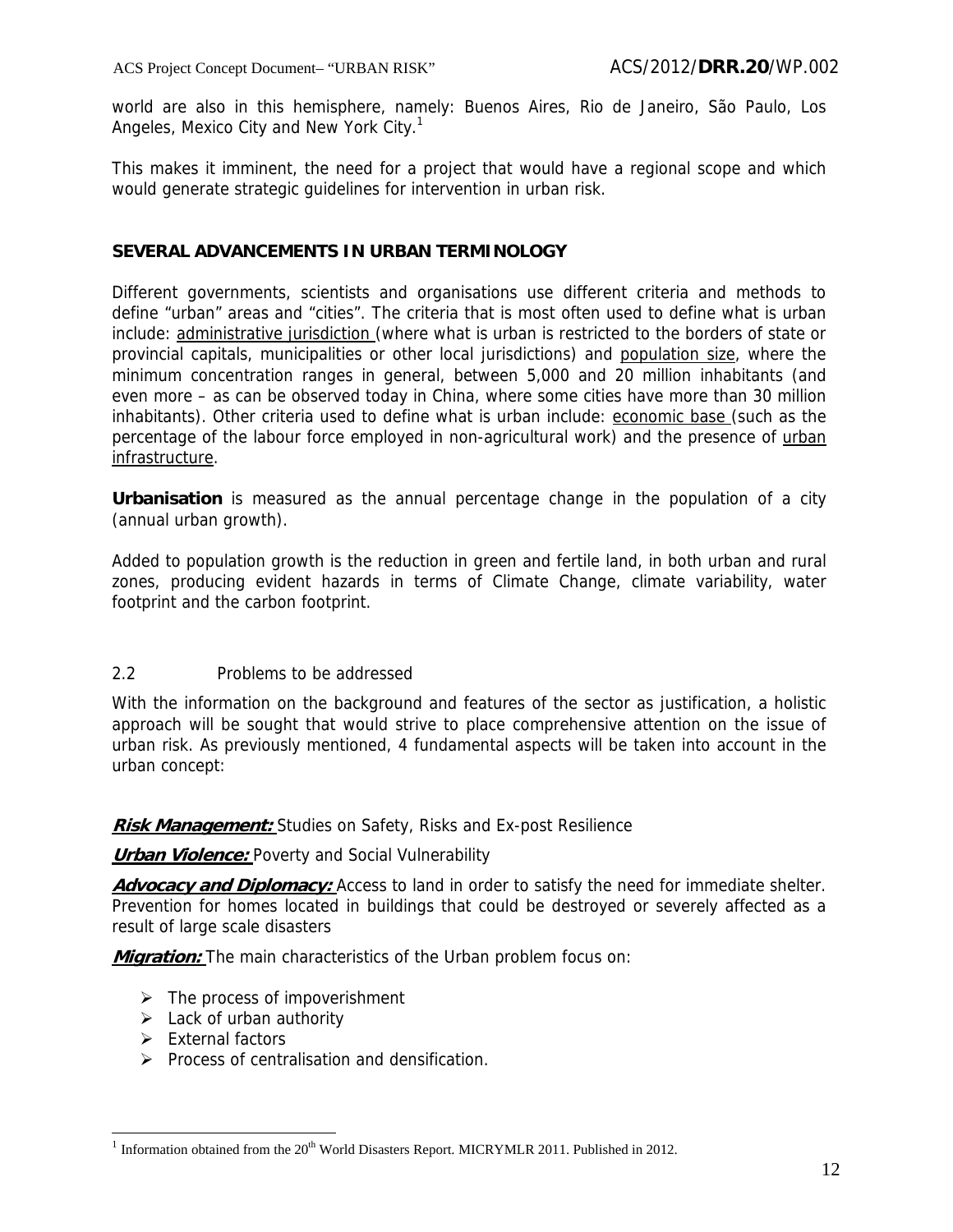world are also in this hemisphere, namely: Buenos Aires, Rio de Janeiro, São Paulo, Los Angeles, Mexico City and New York City.[1]

This makes it imminent, the need for a project that would have a regional scope and which would generate strategic guidelines for intervention in urban risk.

**SEVERAL ADVANCEMENTS IN URBAN TERMINOLOGY**

Different governments, scientists and organisations use different criteria and methods to define "urban" areas and "cities". The criteria that is most often used to define what is urban include: <u>administrative jurisdiction</u> (where what is urban is restricted to the borders of state or provincial capitals, municipalities or other local jurisdictions) and <u>population size</u>, where the minimum concentration ranges in general, between 5,000 and 20 million inhabitants (and even more – as can be observed today in China, where some cities have more than 30 million inhabitants). Other criteria used to define what is urban include: <u>economic base</u> (such as the percentage of the labour force employed in non-agricultural work) and the presence of <u>urban infrastructure</u>.

**Urbanisation** is measured as the annual percentage change in the population of a city (annual urban growth).

Added to population growth is the reduction in green and fertile land, in both urban and rural zones, producing evident hazards in terms of Climate Change, climate variability, water footprint and the carbon footprint.

## 2.2 Problems to be addressed

With the information on the background and features of the sector as justification, a holistic approach will be sought that would strive to place comprehensive attention on the issue of urban risk. As previously mentioned, 4 fundamental aspects will be taken into account in the urban concept:

***<u>Risk Management:</u>*** Studies on Safety, Risks and Ex-post Resilience

***<u>Urban Violence:</u>*** Poverty and Social Vulnerability

***<u>Advocacy and Diplomacy:</u>*** Access to land in order to satisfy the need for immediate shelter. Prevention for homes located in buildings that could be destroyed or severely affected as a result of large scale disasters

***<u>Migration:</u>*** The main characteristics of the Urban problem focus on:

- The process of impoverishment
- Lack of urban authority
- External factors
- Process of centralisation and densification.

[1] Information obtained from the 20th World Disasters Report. MICRYMLR 2011. Published in 2012.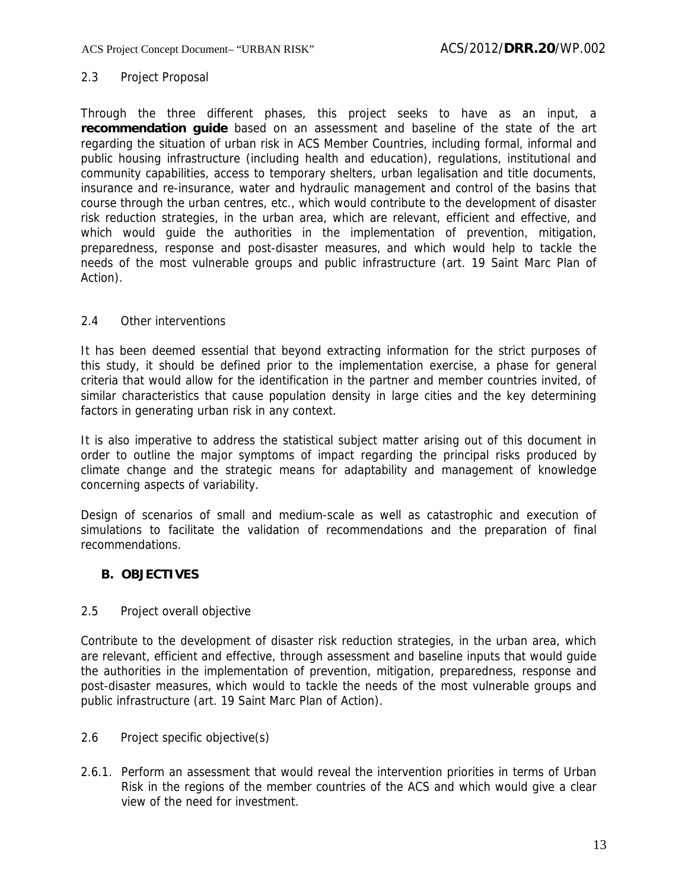## 2.3 Project Proposal

Through the three different phases, this project seeks to have as an input, a **recommendation guide** based on an assessment and baseline of the state of the art regarding the situation of urban risk in ACS Member Countries, including formal, informal and public housing infrastructure (including health and education), regulations, institutional and community capabilities, access to temporary shelters, urban legalisation and title documents, insurance and re-insurance, water and hydraulic management and control of the basins that course through the urban centres, etc., which would contribute to the development of disaster risk reduction strategies, in the urban area, which are relevant, efficient and effective, and which would guide the authorities in the implementation of prevention, mitigation, preparedness, response and post-disaster measures, and which would help to tackle the needs of the most vulnerable groups and public infrastructure (art. 19 Saint Marc Plan of Action).

## 2.4 Other interventions

It has been deemed essential that beyond extracting information for the strict purposes of this study, it should be defined prior to the implementation exercise, a phase for general criteria that would allow for the identification in the partner and member countries invited, of similar characteristics that cause population density in large cities and the key determining factors in generating urban risk in any context.

It is also imperative to address the statistical subject matter arising out of this document in order to outline the major symptoms of impact regarding the principal risks produced by climate change and the strategic means for adaptability and management of knowledge concerning aspects of variability.

Design of scenarios of small and medium-scale as well as catastrophic and execution of simulations to facilitate the validation of recommendations and the preparation of final recommendations.

# B. OBJECTIVES

## 2.5 Project overall objective

Contribute to the development of disaster risk reduction strategies, in the urban area, which are relevant, efficient and effective, through assessment and baseline inputs that would guide the authorities in the implementation of prevention, mitigation, preparedness, response and post-disaster measures, which would to tackle the needs of the most vulnerable groups and public infrastructure (art. 19 Saint Marc Plan of Action).

## 2.6 Project specific objective(s)

2.6.1. Perform an assessment that would reveal the intervention priorities in terms of Urban Risk in the regions of the member countries of the ACS and which would give a clear view of the need for investment.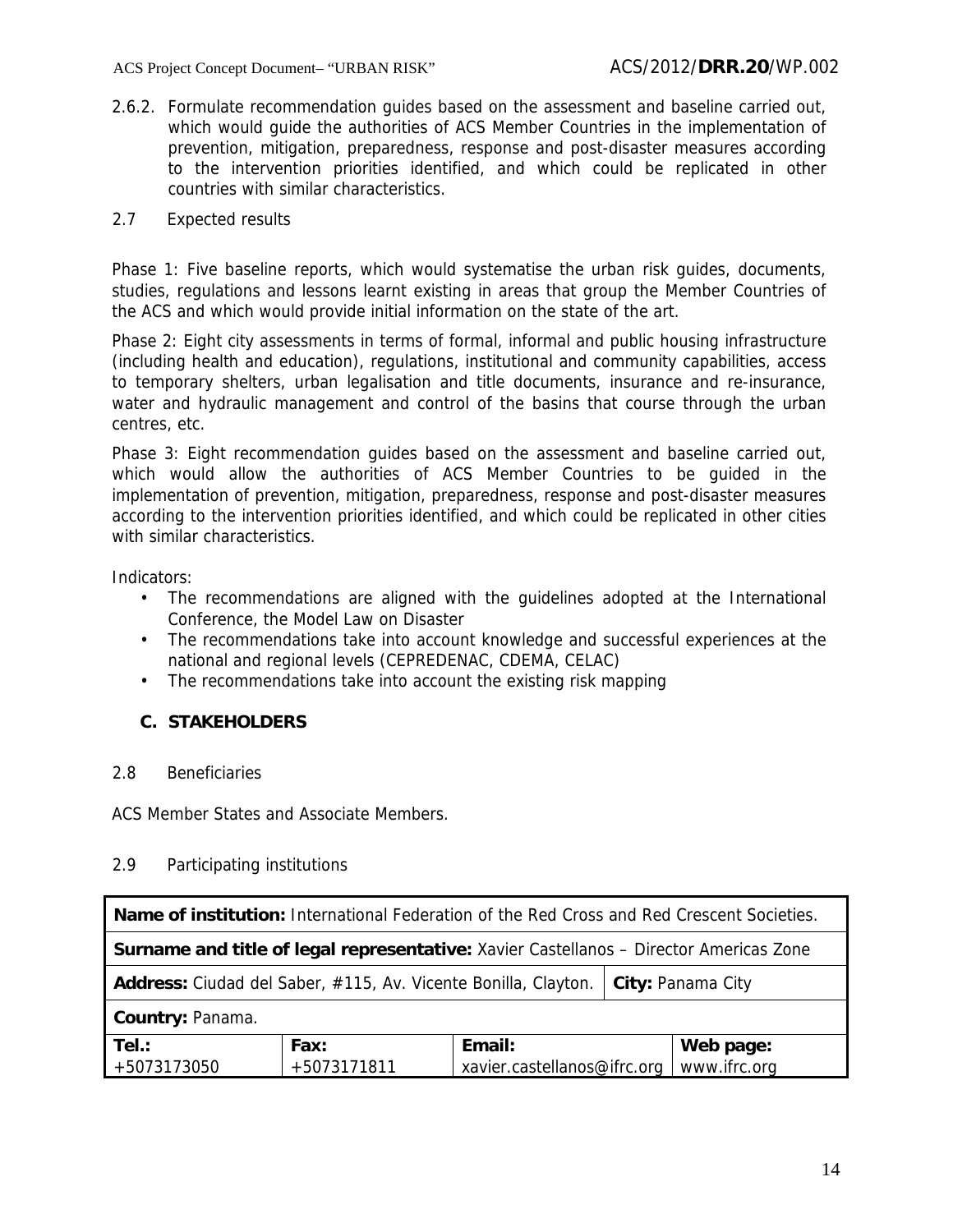2.6.2. Formulate recommendation guides based on the assessment and baseline carried out, which would guide the authorities of ACS Member Countries in the implementation of prevention, mitigation, preparedness, response and post-disaster measures according to the intervention priorities identified, and which could be replicated in other countries with similar characteristics.

2.7 Expected results

Phase 1: Five baseline reports, which would systematise the urban risk guides, documents, studies, regulations and lessons learnt existing in areas that group the Member Countries of the ACS and which would provide initial information on the state of the art.

Phase 2: Eight city assessments in terms of formal, informal and public housing infrastructure (including health and education), regulations, institutional and community capabilities, access to temporary shelters, urban legalisation and title documents, insurance and re-insurance, water and hydraulic management and control of the basins that course through the urban centres, etc.

Phase 3: Eight recommendation guides based on the assessment and baseline carried out, which would allow the authorities of ACS Member Countries to be guided in the implementation of prevention, mitigation, preparedness, response and post-disaster measures according to the intervention priorities identified, and which could be replicated in other cities with similar characteristics.

Indicators:

- The recommendations are aligned with the guidelines adopted at the International Conference, the Model Law on Disaster
- The recommendations take into account knowledge and successful experiences at the national and regional levels (CEPREDENAC, CDEMA, CELAC)
- The recommendations take into account the existing risk mapping

## C. STAKEHOLDERS

2.8 Beneficiaries

ACS Member States and Associate Members.

2.9 Participating institutions

| **Name of institution:** International Federation of the Red Cross and Red Crescent Societies. | | | |
|---|---|---|---|
| **Surname and title of legal representative:** Xavier Castellanos – Director Americas Zone | | | |
| **Address:** Ciudad del Saber, #115, Av. Vicente Bonilla, Clayton. | | | **City:** Panama City |
| **Country:** Panama. | | | |
| **Tel.:** +5073173050 | **Fax:** +5073171811 | **Email:** xavier.castellanos@ifrc.org | **Web page:** www.ifrc.org |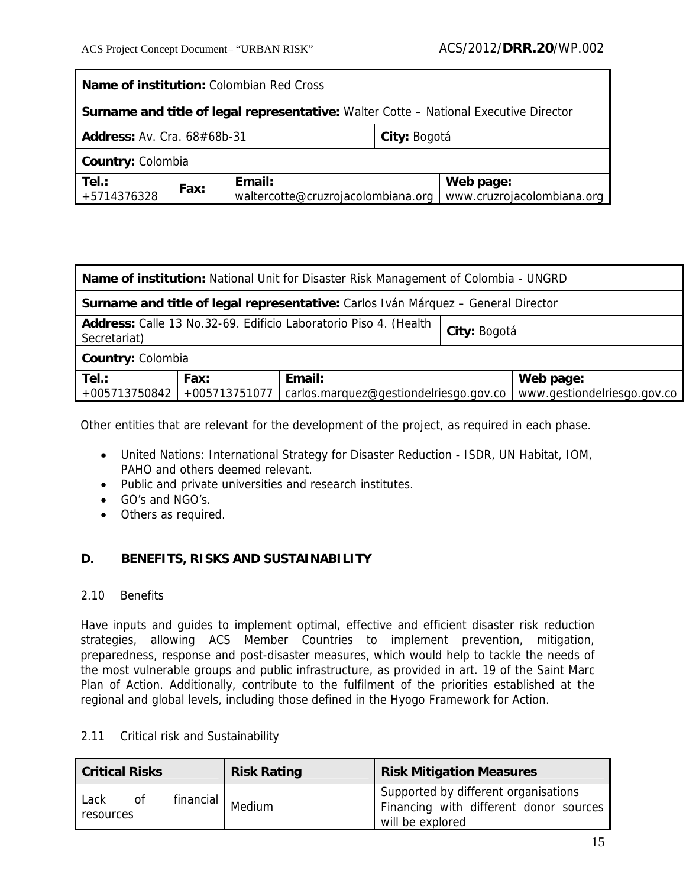| **Name of institution:** Colombian Red Cross | | | |
|---|---|---|---|
| **Surname and title of legal representative:** Walter Cotte – National Executive Director | | | |
| **Address:** Av. Cra. 68#68b-31 | | **City:** Bogotá | |
| **Country:** Colombia | | | |
| **Tel.:** +5714376328 | **Fax:** | **Email:** waltercotte@cruzrojacolombiana.org | **Web page:** www.cruzrojacolombiana.org |

| **Name of institution:** National Unit for Disaster Risk Management of Colombia - UNGRD | | | |
|---|---|---|---|
| **Surname and title of legal representative:** Carlos Iván Márquez – General Director | | | |
| **Address:** Calle 13 No.32-69. Edificio Laboratorio Piso 4. (Health Secretariat) | | | **City:** Bogotá |
| **Country:** Colombia | | | |
| **Tel.:** +005713750842 | **Fax:** +005713751077 | **Email:** carlos.marquez@gestiondelriesgo.gov.co | **Web page:** www.gestiondelriesgo.gov.co |

Other entities that are relevant for the development of the project, as required in each phase.

- United Nations: International Strategy for Disaster Reduction - ISDR, UN Habitat, IOM, PAHO and others deemed relevant.
- Public and private universities and research institutes.
- GO's and NGO's.
- Others as required.

## D. BENEFITS, RISKS AND SUSTAINABILITY

### 2.10 Benefits

Have inputs and guides to implement optimal, effective and efficient disaster risk reduction strategies, allowing ACS Member Countries to implement prevention, mitigation, preparedness, response and post-disaster measures, which would help to tackle the needs of the most vulnerable groups and public infrastructure, as provided in art. 19 of the Saint Marc Plan of Action. Additionally, contribute to the fulfilment of the priorities established at the regional and global levels, including those defined in the Hyogo Framework for Action.

### 2.11 Critical risk and Sustainability

| Critical Risks | Risk Rating | Risk Mitigation Measures |
|---|---|---|
| Lack of financial resources | Medium | Supported by different organisations Financing with different donor sources will be explored |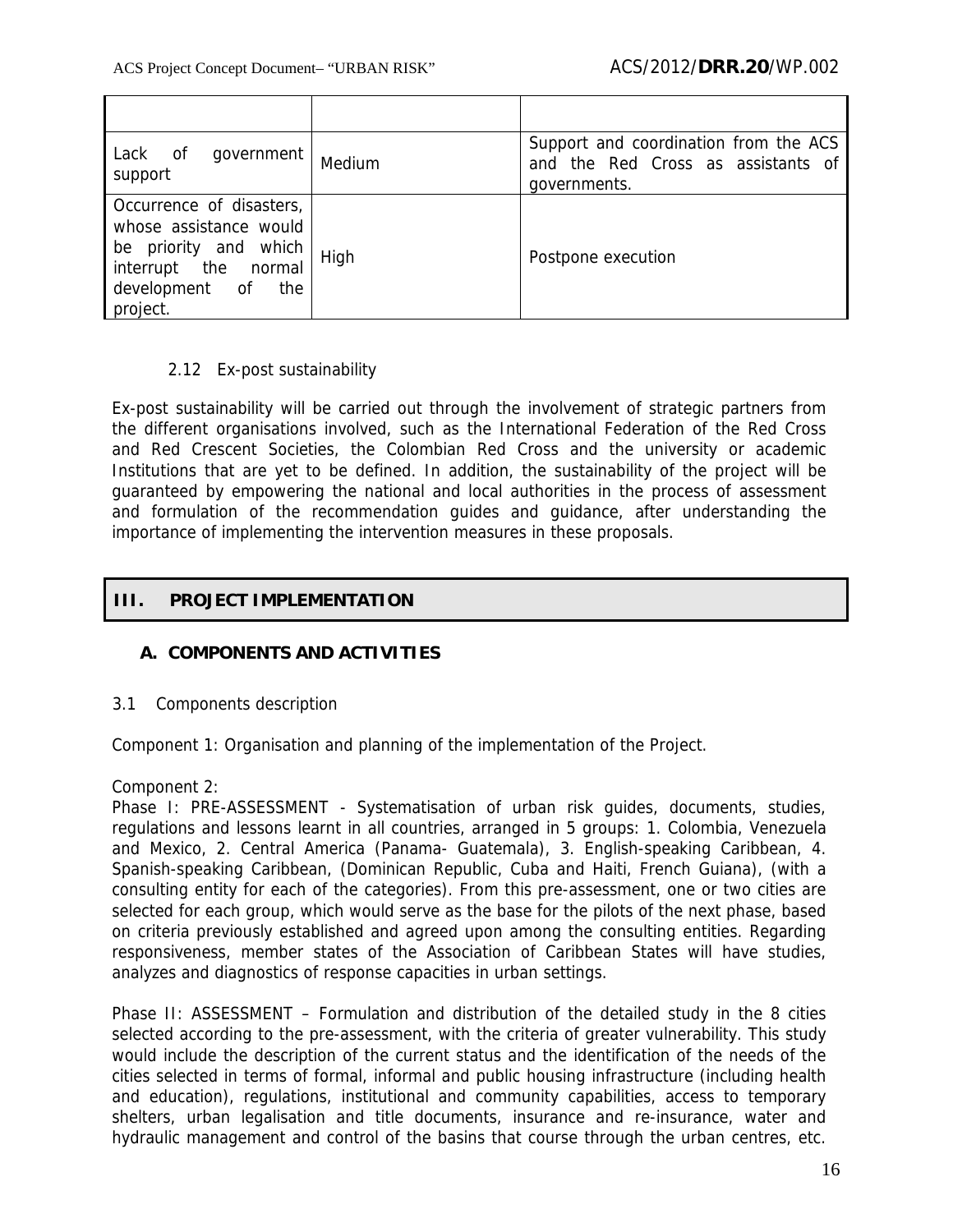| | | |
|---|---|---|
| Lack of government support | Medium | Support and coordination from the ACS and the Red Cross as assistants of governments. |
| Occurrence of disasters, whose assistance would be priority and which interrupt the normal development of the project. | High | Postpone execution |

### 2.12 Ex-post sustainability

Ex-post sustainability will be carried out through the involvement of strategic partners from the different organisations involved, such as the International Federation of the Red Cross and Red Crescent Societies, the Colombian Red Cross and the university or academic Institutions that are yet to be defined. In addition, the sustainability of the project will be guaranteed by empowering the national and local authorities in the process of assessment and formulation of the recommendation guides and guidance, after understanding the importance of implementing the intervention measures in these proposals.

## III. PROJECT IMPLEMENTATION

### A. COMPONENTS AND ACTIVITIES

3.1 Components description

Component 1: Organisation and planning of the implementation of the Project.

Component 2:

Phase I: PRE-ASSESSMENT - Systematisation of urban risk guides, documents, studies, regulations and lessons learnt in all countries, arranged in 5 groups: 1. Colombia, Venezuela and Mexico, 2. Central America (Panama- Guatemala), 3. English-speaking Caribbean, 4. Spanish-speaking Caribbean, (Dominican Republic, Cuba and Haiti, French Guiana), (with a consulting entity for each of the categories). From this pre-assessment, one or two cities are selected for each group, which would serve as the base for the pilots of the next phase, based on criteria previously established and agreed upon among the consulting entities. Regarding responsiveness, member states of the Association of Caribbean States will have studies, analyzes and diagnostics of response capacities in urban settings.

Phase II: ASSESSMENT – Formulation and distribution of the detailed study in the 8 cities selected according to the pre-assessment, with the criteria of greater vulnerability. This study would include the description of the current status and the identification of the needs of the cities selected in terms of formal, informal and public housing infrastructure (including health and education), regulations, institutional and community capabilities, access to temporary shelters, urban legalisation and title documents, insurance and re-insurance, water and hydraulic management and control of the basins that course through the urban centres, etc.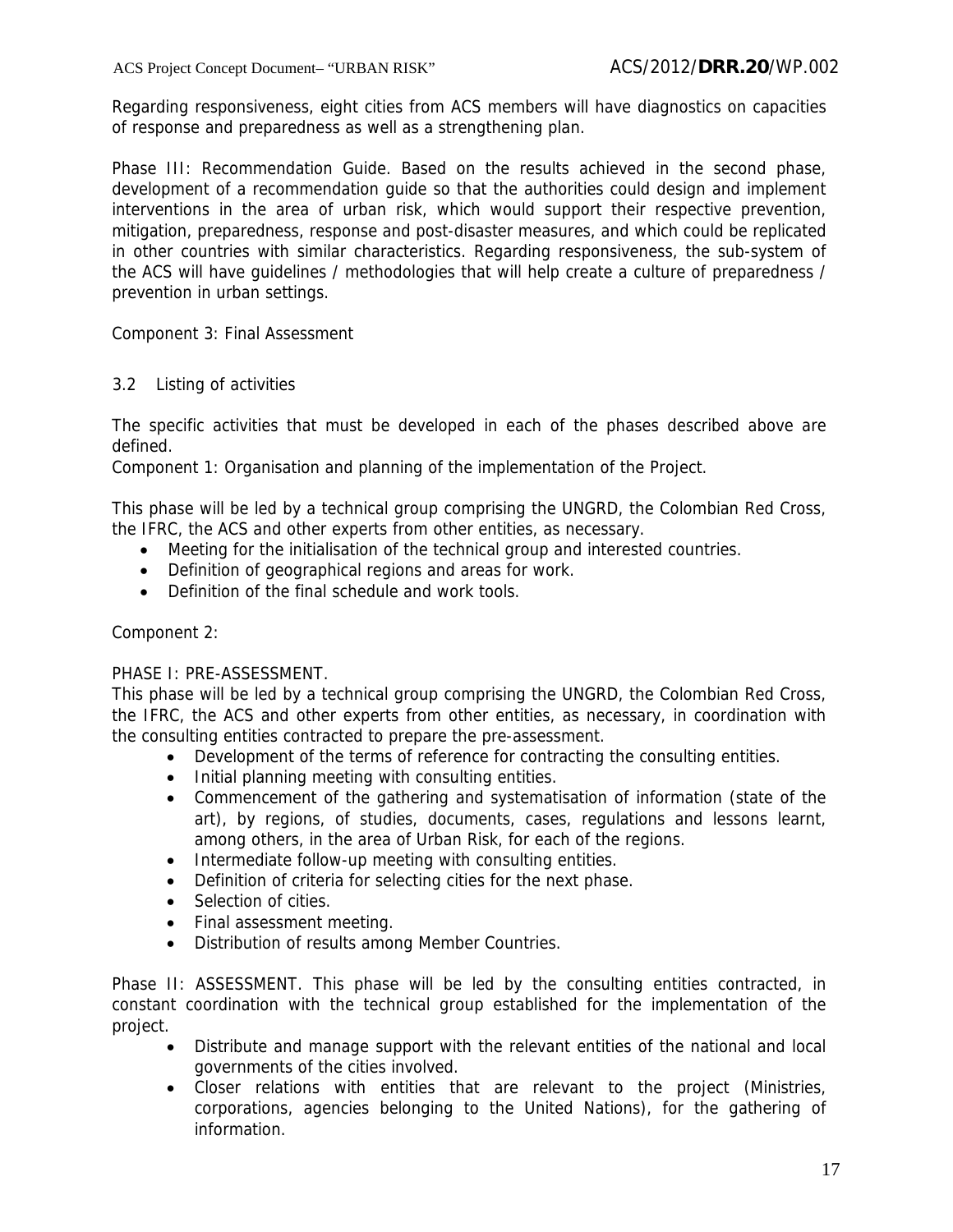Regarding responsiveness, eight cities from ACS members will have diagnostics on capacities of response and preparedness as well as a strengthening plan.

Phase III: Recommendation Guide. Based on the results achieved in the second phase, development of a recommendation guide so that the authorities could design and implement interventions in the area of urban risk, which would support their respective prevention, mitigation, preparedness, response and post-disaster measures, and which could be replicated in other countries with similar characteristics. Regarding responsiveness, the sub-system of the ACS will have guidelines / methodologies that will help create a culture of preparedness / prevention in urban settings.

Component 3: Final Assessment

## 3.2 Listing of activities

The specific activities that must be developed in each of the phases described above are defined.

Component 1: Organisation and planning of the implementation of the Project.

This phase will be led by a technical group comprising the UNGRD, the Colombian Red Cross, the IFRC, the ACS and other experts from other entities, as necessary.

- Meeting for the initialisation of the technical group and interested countries.
- Definition of geographical regions and areas for work.
- Definition of the final schedule and work tools.

Component 2:

PHASE I: PRE-ASSESSMENT.

This phase will be led by a technical group comprising the UNGRD, the Colombian Red Cross, the IFRC, the ACS and other experts from other entities, as necessary, in coordination with the consulting entities contracted to prepare the pre-assessment.

- Development of the terms of reference for contracting the consulting entities.
- Initial planning meeting with consulting entities.
- Commencement of the gathering and systematisation of information (state of the art), by regions, of studies, documents, cases, regulations and lessons learnt, among others, in the area of Urban Risk, for each of the regions.
- Intermediate follow-up meeting with consulting entities.
- Definition of criteria for selecting cities for the next phase.
- Selection of cities.
- Final assessment meeting.
- Distribution of results among Member Countries.

Phase II: ASSESSMENT. This phase will be led by the consulting entities contracted, in constant coordination with the technical group established for the implementation of the project.

- Distribute and manage support with the relevant entities of the national and local governments of the cities involved.
- Closer relations with entities that are relevant to the project (Ministries, corporations, agencies belonging to the United Nations), for the gathering of information.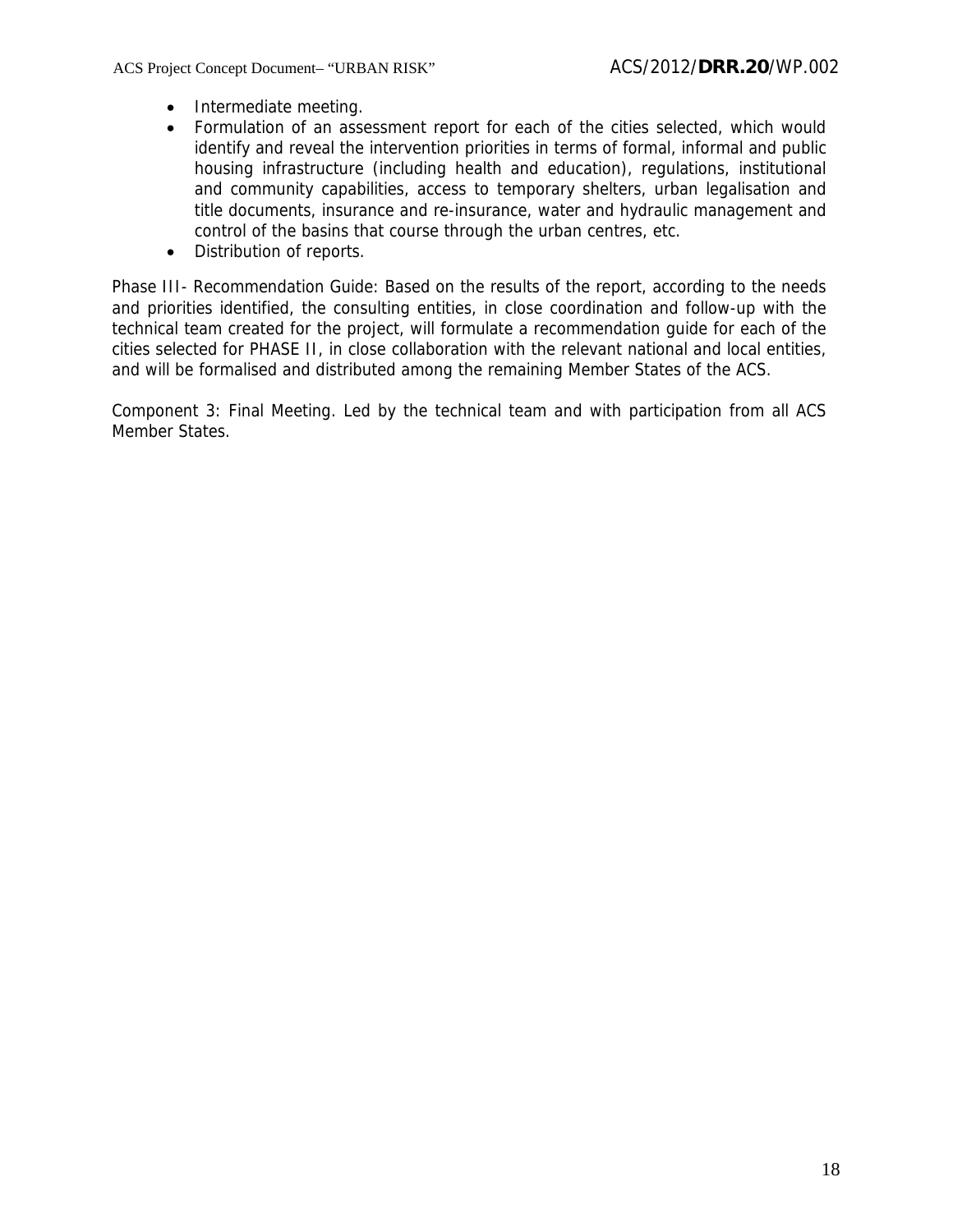- Intermediate meeting.
- Formulation of an assessment report for each of the cities selected, which would identify and reveal the intervention priorities in terms of formal, informal and public housing infrastructure (including health and education), regulations, institutional and community capabilities, access to temporary shelters, urban legalisation and title documents, insurance and re-insurance, water and hydraulic management and control of the basins that course through the urban centres, etc.
- Distribution of reports.

Phase III- Recommendation Guide: Based on the results of the report, according to the needs and priorities identified, the consulting entities, in close coordination and follow-up with the technical team created for the project, will formulate a recommendation guide for each of the cities selected for PHASE II, in close collaboration with the relevant national and local entities, and will be formalised and distributed among the remaining Member States of the ACS.

Component 3: Final Meeting. Led by the technical team and with participation from all ACS Member States.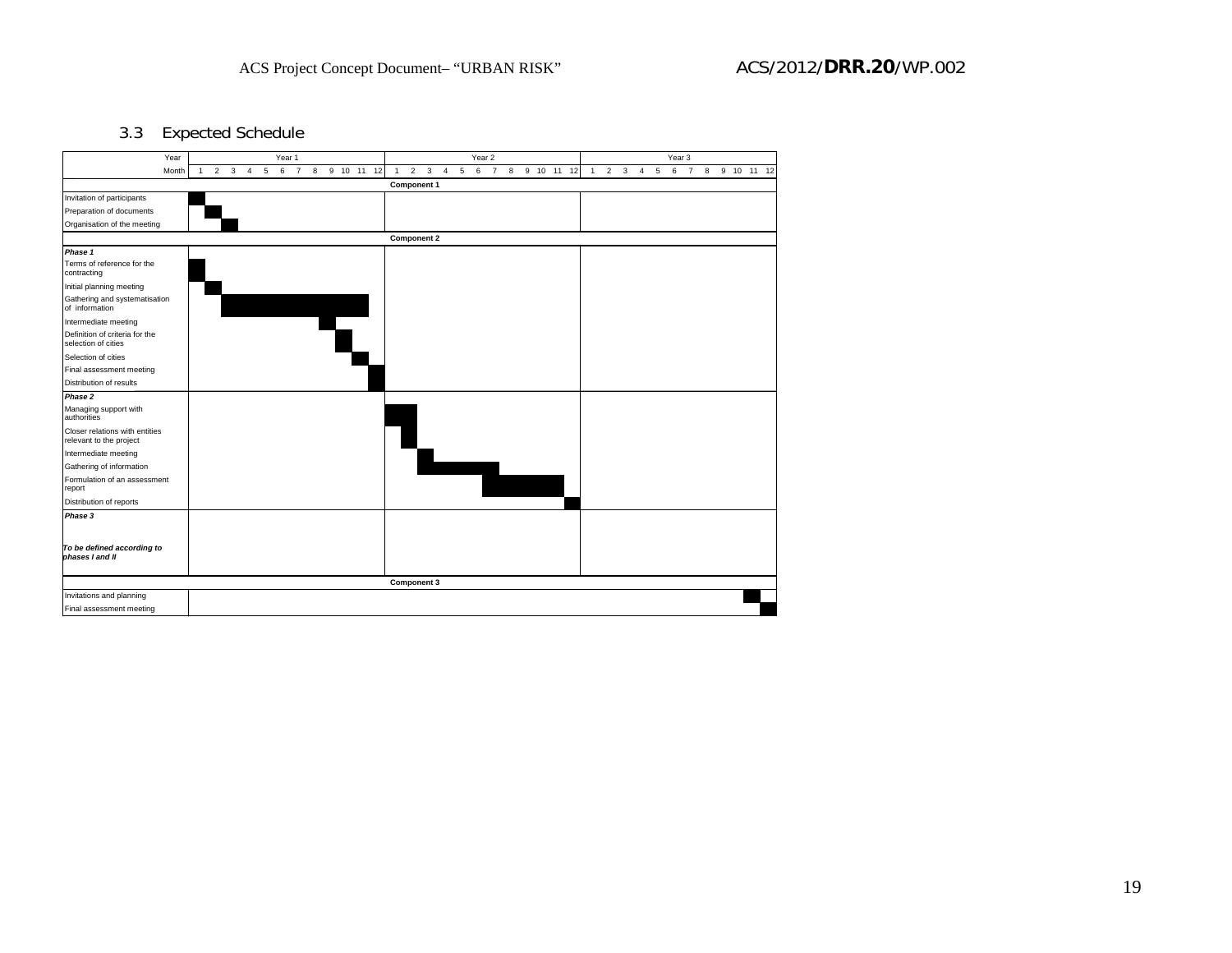## 3.3 Expected Schedule

| Year | Year 1 | | | | | | | | | | | | Year 2 | | | | | | | | | | | | Year 3 | | | | | | | | | | | |
|---|---|---|---|---|---|---|---|---|---|---|---|---|---|---|---|---|---|---|---|---|---|---|---|---|---|---|---|---|---|---|---|---|---|---|---|---|
| Month | 1 | 2 | 3 | 4 | 5 | 6 | 7 | 8 | 9 | 10 | 11 | 12 | 1 | 2 | 3 | 4 | 5 | 6 | 7 | 8 | 9 | 10 | 11 | 12 | 1 | 2 | 3 | 4 | 5 | 6 | 7 | 8 | 9 | 10 | 11 | 12 |
| **Component 1** | | | | | | | | | | | | | | | | | | | | | | | | | | | | | | | | | | | | |
| Invitation of participants | ■ | | | | | | | | | | | | | | | | | | | | | | | | | | | | | | | | | | | |
| Preparation of documents | | ■ | | | | | | | | | | | | | | | | | | | | | | | | | | | | | | | | | | |
| Organisation of the meeting | | | ■ | | | | | | | | | | | | | | | | | | | | | | | | | | | | | | | | | |
| **Component 2** | | | | | | | | | | | | | | | | | | | | | | | | | | | | | | | | | | | | |
| ***Phase 1*** | | | | | | | | | | | | | | | | | | | | | | | | | | | | | | | | | | | | |
| Terms of reference for the contracting | ■ | | | | | | | | | | | | | | | | | | | | | | | | | | | | | | | | | | | |
| Initial planning meeting | | ■ | | | | | | | | | | | | | | | | | | | | | | | | | | | | | | | | | | |
| Gathering and systematisation of information | | | ■ | ■ | ■ | ■ | ■ | ■ | ■ | ■ | ■ | | | | | | | | | | | | | | | | | | | | | | | | | |
| Intermediate meeting | | | | | | | | | ■ | | | | | | | | | | | | | | | | | | | | | | | | | | | |
| Definition of criteria for the selection of cities | | | | | | | | | | ■ | | | | | | | | | | | | | | | | | | | | | | | | | | |
| Selection of cities | | | | | | | | | | | ■ | | | | | | | | | | | | | | | | | | | | | | | | | |
| Final assessment meeting | | | | | | | | | | | | ■ | | | | | | | | | | | | | | | | | | | | | | | | |
| Distribution of results | | | | | | | | | | | | ■ | | | | | | | | | | | | | | | | | | | | | | | | |
| ***Phase 2*** | | | | | | | | | | | | | | | | | | | | | | | | | | | | | | | | | | | | |
| Managing support with authorities | | | | | | | | | | | | | ■ | ■ | | | | | | | | | | | | | | | | | | | | | | |
| Closer relations with entities relevant to the project | | | | | | | | | | | | | | ■ | | | | | | | | | | | | | | | | | | | | | | |
| Intermediate meeting | | | | | | | | | | | | | | | ■ | | | | | | | | | | | | | | | | | | | | | |
| Gathering of information | | | | | | | | | | | | | | | ■ | ■ | ■ | ■ | ■ | | | | | | | | | | | | | | | | | |
| Formulation of an assessment report | | | | | | | | | | | | | | | | | | | ■ | ■ | ■ | ■ | ■ | | | | | | | | | | | | | |
| Distribution of reports | | | | | | | | | | | | | | | | | | | | | | | | ■ | | | | | | | | | | | | |
| ***Phase 3*** | | | | | | | | | | | | | | | | | | | | | | | | | | | | | | | | | | | | |
| ***To be defined according to phases I and II*** | | | | | | | | | | | | | | | | | | | | | | | | | | | | | | | | | | | | |
| **Component 3** | | | | | | | | | | | | | | | | | | | | | | | | | | | | | | | | | | | | |
| Invitations and planning | | | | | | | | | | | | | | | | | | | | | | | | | | | | | | | | | | | ■ | |
| Final assessment meeting | | | | | | | | | | | | | | | | | | | | | | | | | | | | | | | | | | | | ■ |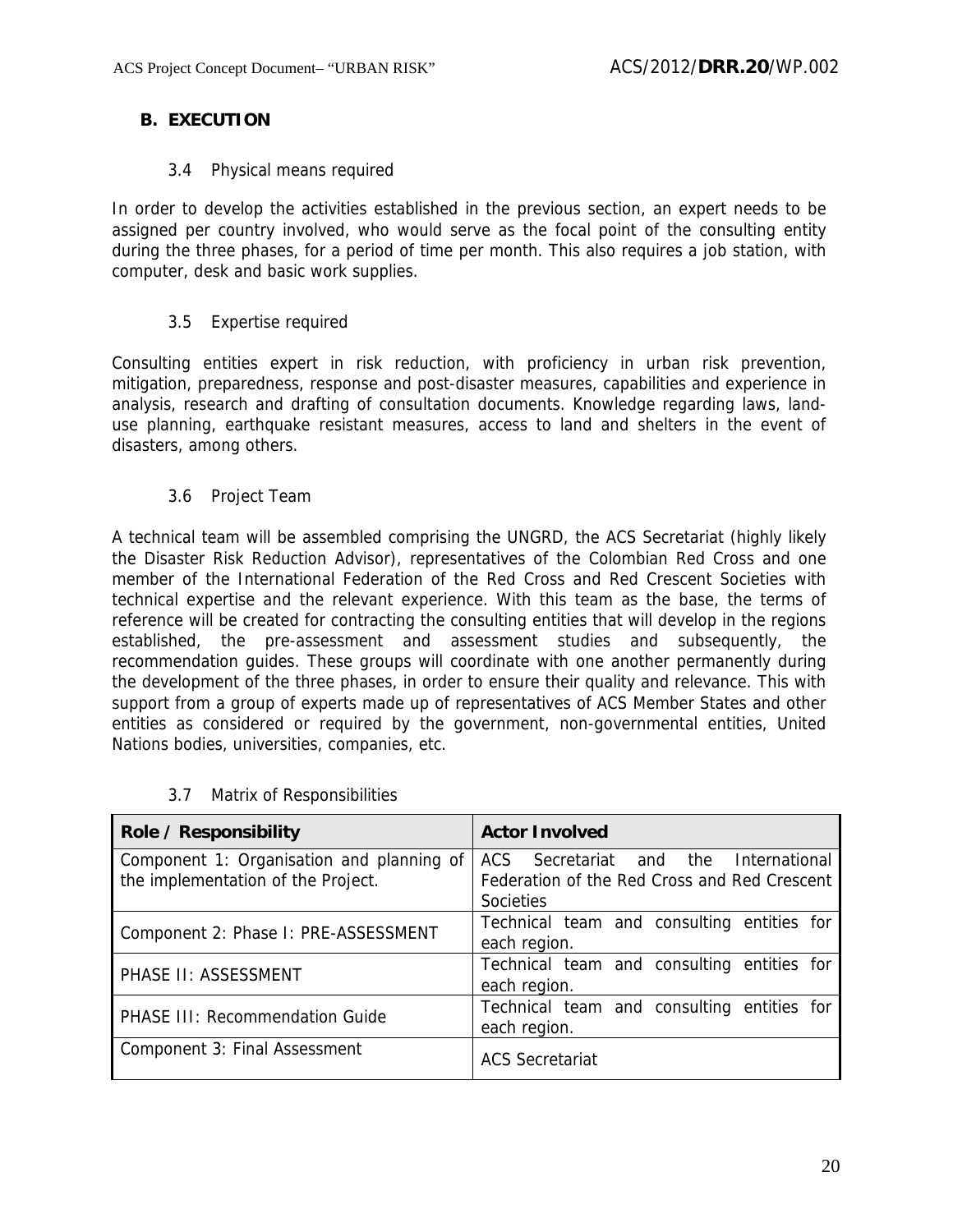## B. EXECUTION

### 3.4 Physical means required

In order to develop the activities established in the previous section, an expert needs to be assigned per country involved, who would serve as the focal point of the consulting entity during the three phases, for a period of time per month. This also requires a job station, with computer, desk and basic work supplies.

### 3.5 Expertise required

Consulting entities expert in risk reduction, with proficiency in urban risk prevention, mitigation, preparedness, response and post-disaster measures, capabilities and experience in analysis, research and drafting of consultation documents. Knowledge regarding laws, land-use planning, earthquake resistant measures, access to land and shelters in the event of disasters, among others.

### 3.6 Project Team

A technical team will be assembled comprising the UNGRD, the ACS Secretariat (highly likely the Disaster Risk Reduction Advisor), representatives of the Colombian Red Cross and one member of the International Federation of the Red Cross and Red Crescent Societies with technical expertise and the relevant experience. With this team as the base, the terms of reference will be created for contracting the consulting entities that will develop in the regions established, the pre-assessment and assessment studies and subsequently, the recommendation guides. These groups will coordinate with one another permanently during the development of the three phases, in order to ensure their quality and relevance. This with support from a group of experts made up of representatives of ACS Member States and other entities as considered or required by the government, non-governmental entities, United Nations bodies, universities, companies, etc.

### 3.7 Matrix of Responsibilities

| Role / Responsibility | Actor Involved |
|---|---|
| Component 1: Organisation and planning of the implementation of the Project. | ACS Secretariat and the International Federation of the Red Cross and Red Crescent Societies |
| Component 2: Phase I: PRE-ASSESSMENT | Technical team and consulting entities for each region. |
| PHASE II: ASSESSMENT | Technical team and consulting entities for each region. |
| PHASE III: Recommendation Guide | Technical team and consulting entities for each region. |
| Component 3: Final Assessment | ACS Secretariat |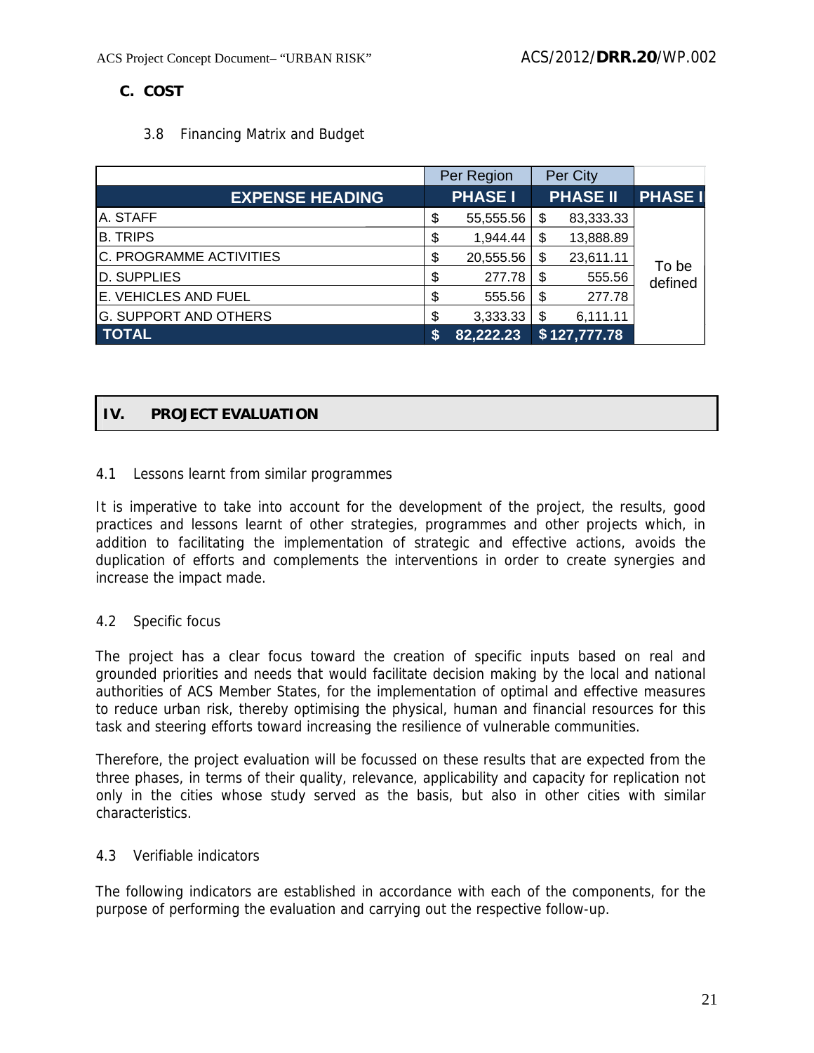## C. COST

### 3.8 Financing Matrix and Budget

| | Per Region | Per City | |
|---|---|---|---|
| **EXPENSE HEADING** | **PHASE I** | **PHASE II** | **PHASE I** |
| A. STAFF | $ 55,555.56 | $ 83,333.33 | To be defined |
| B. TRIPS | $ 1,944.44 | $ 13,888.89 | |
| C. PROGRAMME ACTIVITIES | $ 20,555.56 | $ 23,611.11 | |
| D. SUPPLIES | $ 277.78 | $ 555.56 | |
| E. VEHICLES AND FUEL | $ 555.56 | $ 277.78 | |
| G. SUPPORT AND OTHERS | $ 3,333.33 | $ 6,111.11 | |
| **TOTAL** | **$ 82,222.23** | **$ 127,777.78** | |

## IV. PROJECT EVALUATION

### 4.1 Lessons learnt from similar programmes

It is imperative to take into account for the development of the project, the results, good practices and lessons learnt of other strategies, programmes and other projects which, in addition to facilitating the implementation of strategic and effective actions, avoids the duplication of efforts and complements the interventions in order to create synergies and increase the impact made.

### 4.2 Specific focus

The project has a clear focus toward the creation of specific inputs based on real and grounded priorities and needs that would facilitate decision making by the local and national authorities of ACS Member States, for the implementation of optimal and effective measures to reduce urban risk, thereby optimising the physical, human and financial resources for this task and steering efforts toward increasing the resilience of vulnerable communities.

Therefore, the project evaluation will be focussed on these results that are expected from the three phases, in terms of their quality, relevance, applicability and capacity for replication not only in the cities whose study served as the basis, but also in other cities with similar characteristics.

### 4.3 Verifiable indicators

The following indicators are established in accordance with each of the components, for the purpose of performing the evaluation and carrying out the respective follow-up.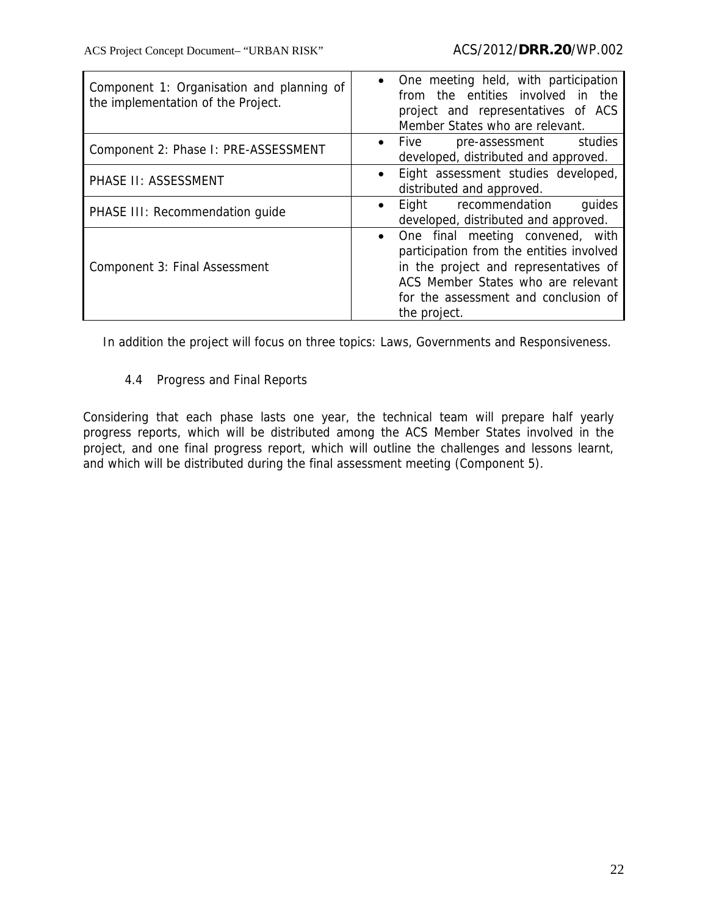| | |
|---|---|
| Component 1: Organisation and planning of the implementation of the Project. | • One meeting held, with participation from the entities involved in the project and representatives of ACS Member States who are relevant. |
| Component 2: Phase I: PRE-ASSESSMENT | • Five pre-assessment studies developed, distributed and approved. |
| PHASE II: ASSESSMENT | • Eight assessment studies developed, distributed and approved. |
| PHASE III: Recommendation guide | • Eight recommendation guides developed, distributed and approved. |
| Component 3: Final Assessment | • One final meeting convened, with participation from the entities involved in the project and representatives of ACS Member States who are relevant for the assessment and conclusion of the project. |

In addition the project will focus on three topics: Laws, Governments and Responsiveness.

### 4.4 Progress and Final Reports

Considering that each phase lasts one year, the technical team will prepare half yearly progress reports, which will be distributed among the ACS Member States involved in the project, and one final progress report, which will outline the challenges and lessons learnt, and which will be distributed during the final assessment meeting (Component 5).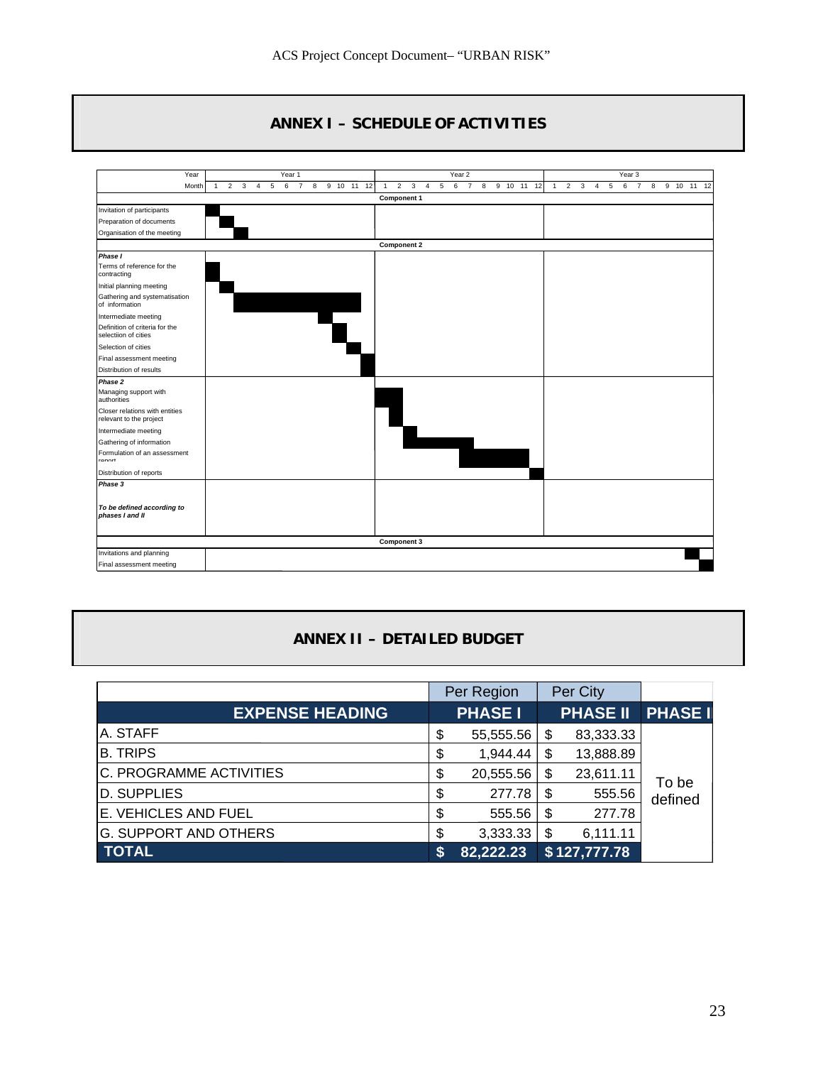## ANNEX I – SCHEDULE OF ACTIVITIES

| Year | Year 1 | | | | | | | | | | | | Year 2 | | | | | | | | | | | | Year 3 | | | | | | | | | | | |
|---|---|---|---|---|---|---|---|---|---|---|---|---|---|---|---|---|---|---|---|---|---|---|---|---|---|---|---|---|---|---|---|---|---|---|---|---|
| Month | 1 | 2 | 3 | 4 | 5 | 6 | 7 | 8 | 9 | 10 | 11 | 12 | 1 | 2 | 3 | 4 | 5 | 6 | 7 | 8 | 9 | 10 | 11 | 12 | 1 | 2 | 3 | 4 | 5 | 6 | 7 | 8 | 9 | 10 | 11 | 12 |
| **Component 1** | | | | | | | | | | | | | | | | | | | | | | | | | | | | | | | | | | | | |
| Invitation of participants | ■ | | | | | | | | | | | | | | | | | | | | | | | | | | | | | | | | | | | |
| Preparation of documents | | ■ | | | | | | | | | | | | | | | | | | | | | | | | | | | | | | | | | | |
| Organisation of the meeting | | | ■ | | | | | | | | | | | | | | | | | | | | | | | | | | | | | | | | | |
| **Component 2** | | | | | | | | | | | | | | | | | | | | | | | | | | | | | | | | | | | | |
| ***Phase I*** | | | | | | | | | | | | | | | | | | | | | | | | | | | | | | | | | | | | |
| Terms of reference for the contracting | ■ | | | | | | | | | | | | | | | | | | | | | | | | | | | | | | | | | | | |
| Initial planning meeting | | ■ | | | | | | | | | | | | | | | | | | | | | | | | | | | | | | | | | | |
| Gathering and systematisation of information | | | ■ | ■ | ■ | ■ | ■ | ■ | ■ | ■ | ■ | | | | | | | | | | | | | | | | | | | | | | | | | |
| Intermediate meeting | | | | | | | | | ■ | | | | | | | | | | | | | | | | | | | | | | | | | | | |
| Definition of criteria for the selectiion of cities | | | | | | | | | | ■ | | | | | | | | | | | | | | | | | | | | | | | | | | |
| Selection of cities | | | | | | | | | | | ■ | | | | | | | | | | | | | | | | | | | | | | | | | |
| Final assessment meeting | | | | | | | | | | | | ■ | | | | | | | | | | | | | | | | | | | | | | | | |
| Distribution of results | | | | | | | | | | | | ■ | | | | | | | | | | | | | | | | | | | | | | | | |
| ***Phase 2*** | | | | | | | | | | | | | | | | | | | | | | | | | | | | | | | | | | | | |
| Managing support with authorities | | | | | | | | | | | | | ■ | ■ | | | | | | | | | | | | | | | | | | | | | | |
| Closer relations with entities relevant to the project | | | | | | | | | | | | | | ■ | | | | | | | | | | | | | | | | | | | | | | |
| Intermediate meeting | | | | | | | | | | | | | | | ■ | | | | | | | | | | | | | | | | | | | | | |
| Gathering of information | | | | | | | | | | | | | | | ■ | ■ | ■ | ■ | | | | | | | | | | | | | | | | | | |
| Formulation of an assessment report | | | | | | | | | | | | | | | | | | ■ | ■ | ■ | ■ | ■ | | | | | | | | | | | | | | |
| Distribution of reports | | | | | | | | | | | | | | | | | | | | | | | | ■ | | | | | | | | | | | | |
| ***Phase 3*** | | | | | | | | | | | | | | | | | | | | | | | | | | | | | | | | | | | | |
| ***To be defined according to phases I and II*** | | | | | | | | | | | | | | | | | | | | | | | | | | | | | | | | | | | | |
| **Component 3** | | | | | | | | | | | | | | | | | | | | | | | | | | | | | | | | | | | | |
| Invitations and planning | | | | | | | | | | | | | | | | | | | | | | | | | | | | | | | | | | | ■ | |
| Final assessment meeting | | | | | | | | | | | | | | | | | | | | | | | | | | | | | | | | | | | | ■ |

## ANNEX II – DETAILED BUDGET

| | Per Region | Per City | |
|---|---|---|---|
| **EXPENSE HEADING** | **PHASE I** | **PHASE II** | **PHASE I** |
| A. STAFF | $ 55,555.56 | $ 83,333.33 | To be defined |
| B. TRIPS | $ 1,944.44 | $ 13,888.89 | |
| C. PROGRAMME ACTIVITIES | $ 20,555.56 | $ 23,611.11 | |
| D. SUPPLIES | $ 277.78 | $ 555.56 | |
| E. VEHICLES AND FUEL | $ 555.56 | $ 277.78 | |
| G. SUPPORT AND OTHERS | $ 3,333.33 | $ 6,111.11 | |
| **TOTAL** | **$ 82,222.23** | **$ 127,777.78** | |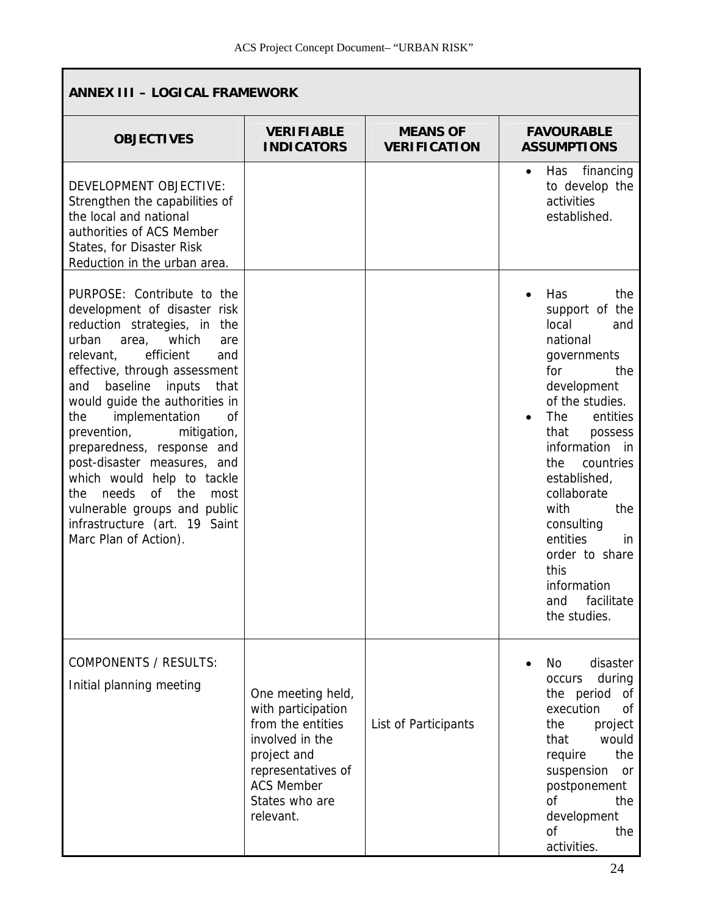## ANNEX III – LOGICAL FRAMEWORK

| OBJECTIVES | VERIFIABLE INDICATORS | MEANS OF VERIFICATION | FAVOURABLE ASSUMPTIONS |
|---|---|---|---|
| DEVELOPMENT OBJECTIVE: Strengthen the capabilities of the local and national authorities of ACS Member States, for Disaster Risk Reduction in the urban area. | | | • Has financing to develop the activities established. |
| PURPOSE: Contribute to the development of disaster risk reduction strategies, in the urban area, which are relevant, efficient and effective, through assessment and baseline inputs that would guide the authorities in the implementation of prevention, mitigation, preparedness, response and post-disaster measures, and which would help to tackle the needs of the most vulnerable groups and public infrastructure (art. 19 Saint Marc Plan of Action). | | | • Has the support of the local and national governments for the development of the studies.<br>• The entities that possess information in the countries established, collaborate with the consulting entities in order to share this information and facilitate the studies. |
| COMPONENTS / RESULTS:<br>Initial planning meeting | One meeting held, with participation from the entities involved in the project and representatives of ACS Member States who are relevant. | List of Participants | • No disaster occurs during the period of execution of the project that would require the suspension or postponement of the development of the activities. |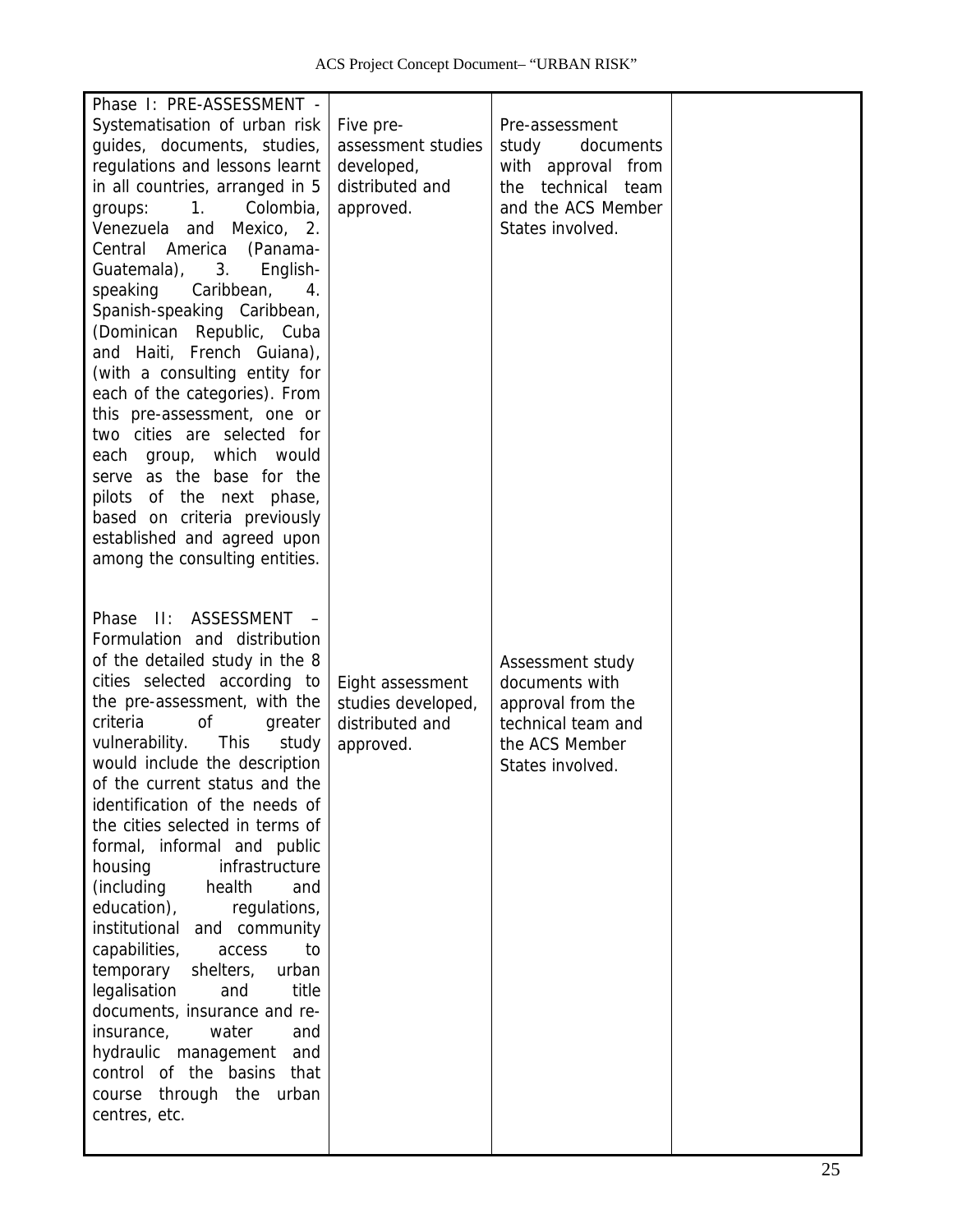| | | | |
|---|---|---|---|
| Phase I: PRE-ASSESSMENT - Systematisation of urban risk guides, documents, studies, regulations and lessons learnt in all countries, arranged in 5 groups: 1. Colombia, Venezuela and Mexico, 2. Central America (Panama-Guatemala), 3. English-speaking Caribbean, 4. Spanish-speaking Caribbean, (Dominican Republic, Cuba and Haiti, French Guiana), (with a consulting entity for each of the categories). From this pre-assessment, one or two cities are selected for each group, which would serve as the base for the pilots of the next phase, based on criteria previously established and agreed upon among the consulting entities. | Five pre-assessment studies developed, distributed and approved. | Pre-assessment study documents with approval from the technical team and the ACS Member States involved. | |
| Phase II: ASSESSMENT – Formulation and distribution of the detailed study in the 8 cities selected according to the pre-assessment, with the criteria of greater vulnerability. This study would include the description of the current status and the identification of the needs of the cities selected in terms of formal, informal and public housing infrastructure (including health and education), regulations, institutional and community capabilities, access to temporary shelters, urban legalisation and title documents, insurance and re-insurance, water and hydraulic management and control of the basins that course through the urban centres, etc. | Eight assessment studies developed, distributed and approved. | Assessment study documents with approval from the technical team and the ACS Member States involved. | |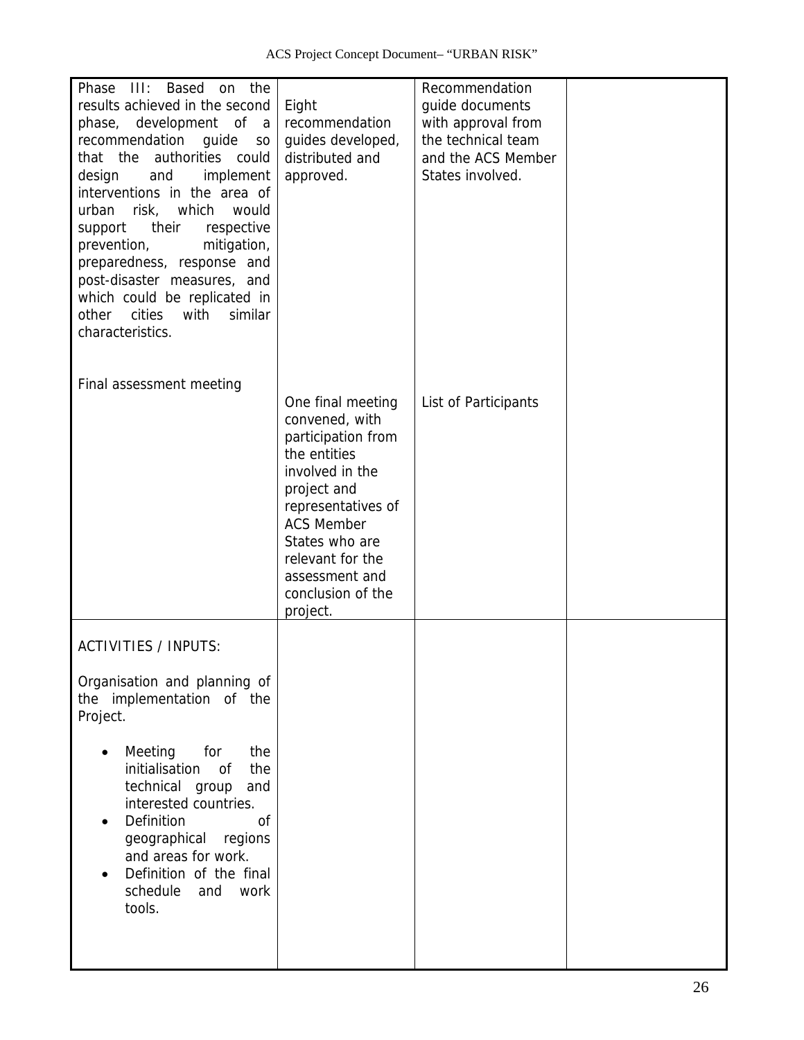| | | | |
|---|---|---|---|
| Phase III: Based on the results achieved in the second phase, development of a recommendation guide so that the authorities could design and implement interventions in the area of urban risk, which would support their respective prevention, mitigation, preparedness, response and post-disaster measures, and which could be replicated in other cities with similar characteristics.<br><br>Final assessment meeting | Eight recommendation guides developed, distributed and approved.<br><br>One final meeting convened, with participation from the entities involved in the project and representatives of ACS Member States who are relevant for the assessment and conclusion of the project. | Recommendation guide documents with approval from the technical team and the ACS Member States involved.<br><br>List of Participants | |
| ACTIVITIES / INPUTS:<br><br>Organisation and planning of the implementation of the Project.<br><br>• Meeting for the initialisation of the technical group and interested countries.<br>• Definition of geographical regions and areas for work.<br>• Definition of the final schedule and work tools. | | | |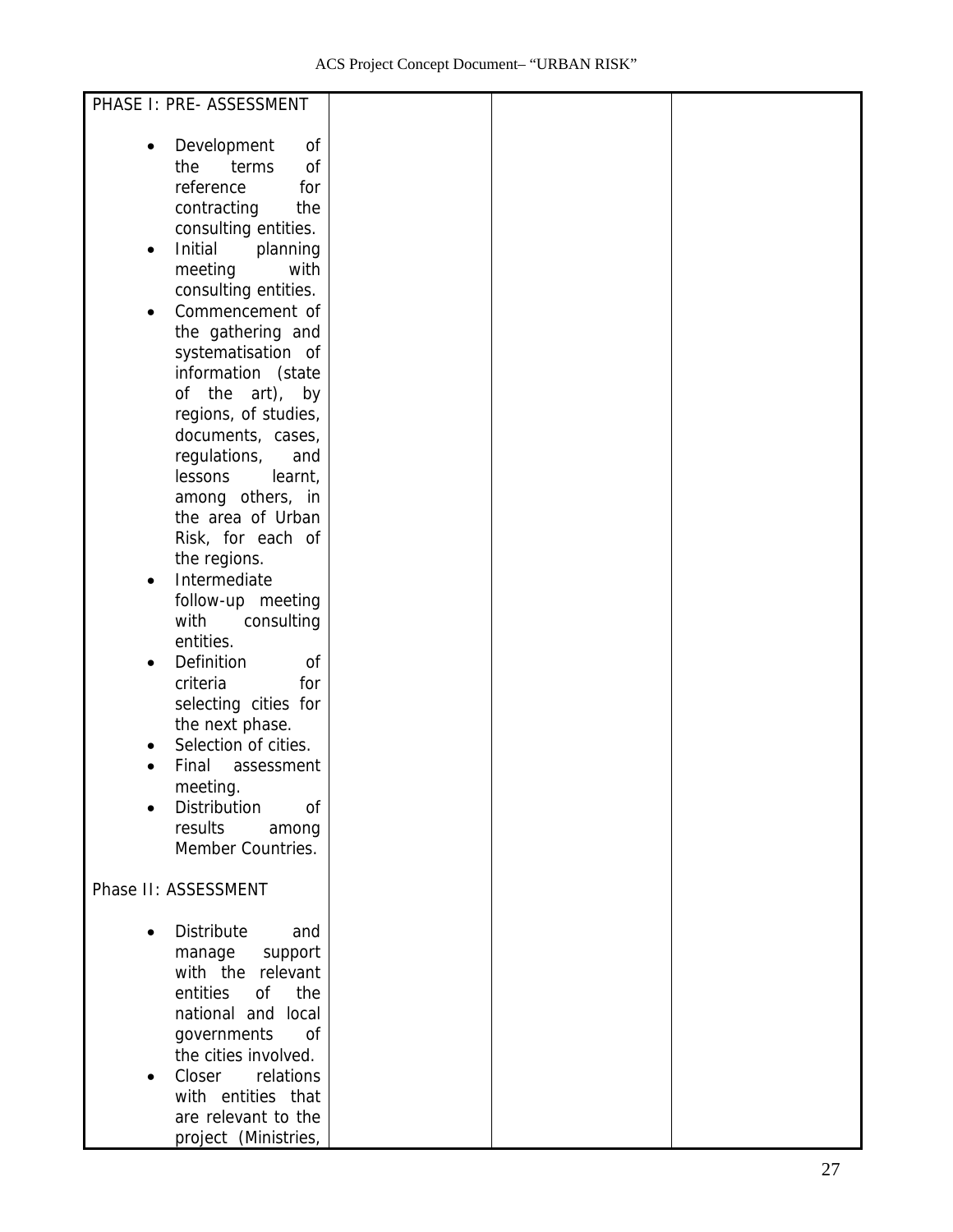| PHASE I: PRE- ASSESSMENT<br><br>• Development of the terms of reference for contracting the consulting entities.<br>• Initial planning meeting with consulting entities.<br>• Commencement of the gathering and systematisation of information (state of the art), by regions, of studies, documents, cases, regulations, and lessons learnt, among others, in the area of Urban Risk, for each of the regions.<br>• Intermediate follow-up meeting with consulting entities.<br>• Definition of criteria for selecting cities for the next phase.<br>• Selection of cities.<br>• Final assessment meeting.<br>• Distribution of results among Member Countries.<br><br>Phase II: ASSESSMENT<br><br>• Distribute and manage support with the relevant entities of the national and local governments of the cities involved.<br>• Closer relations with entities that are relevant to the project (Ministries, | | | |
|---|---|---|---|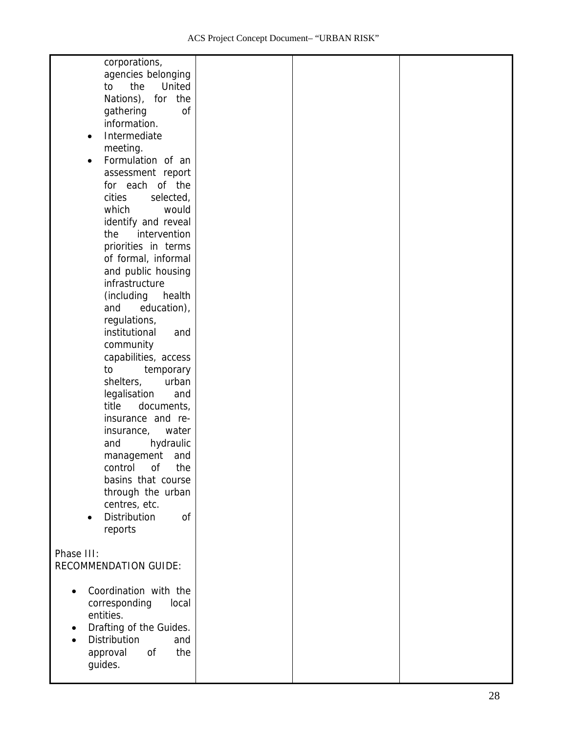| | | | |
|---|---|---|---|
| corporations, agencies belonging to the United Nations), for the gathering of information.<br>• Intermediate meeting.<br>• Formulation of an assessment report for each of the cities selected, which would identify and reveal the intervention priorities in terms of formal, informal and public housing infrastructure (including health and education), regulations, institutional and community capabilities, access to temporary shelters, urban legalisation and title documents, insurance and re-insurance, water and hydraulic management and control of the basins that course through the urban centres, etc.<br>• Distribution of reports<br><br>Phase III:<br>RECOMMENDATION GUIDE:<br><br>• Coordination with the corresponding local entities.<br>• Drafting of the Guides.<br>• Distribution and approval of the guides. | | | |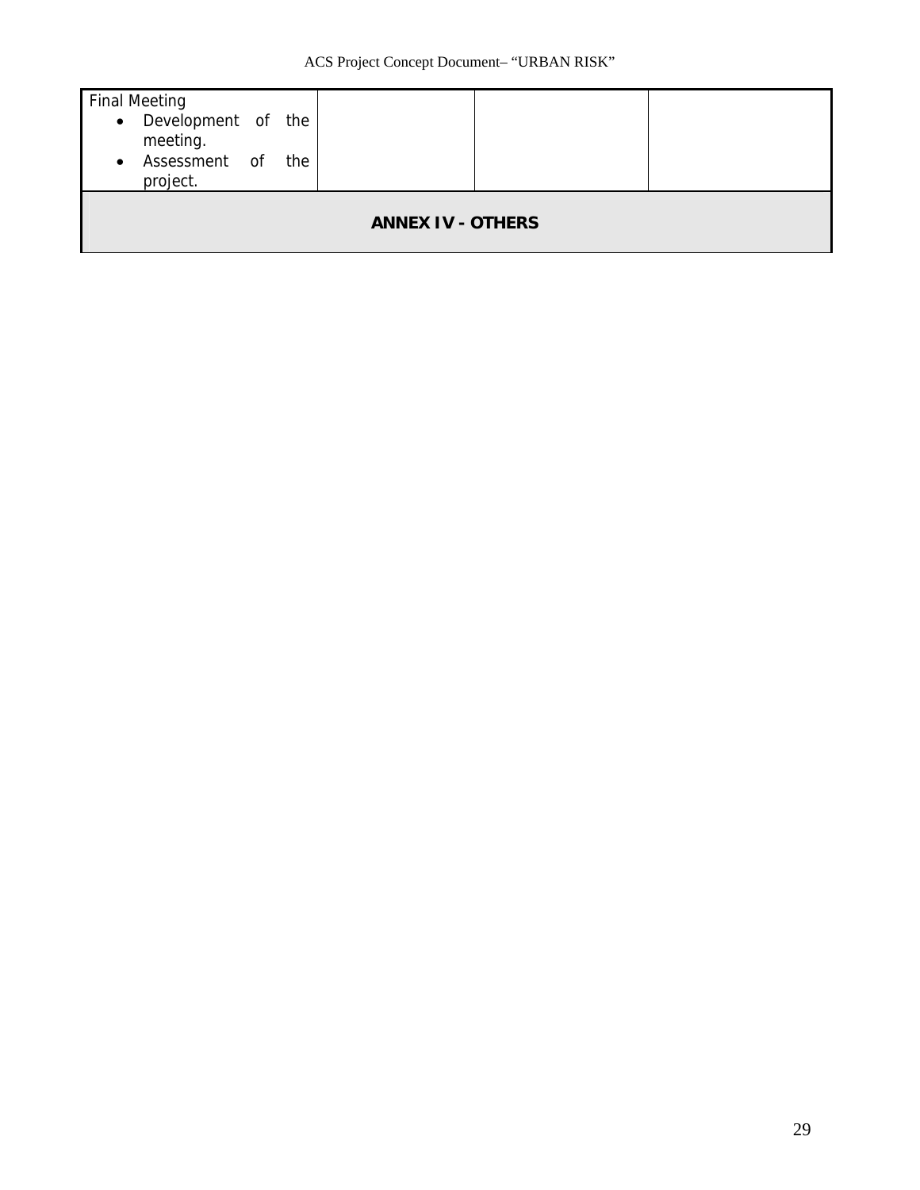| | | | |
|---|---|---|---|
| Final Meeting<br>• Development of the meeting.<br>• Assessment of the project. | | | |

## ANNEX IV - OTHERS